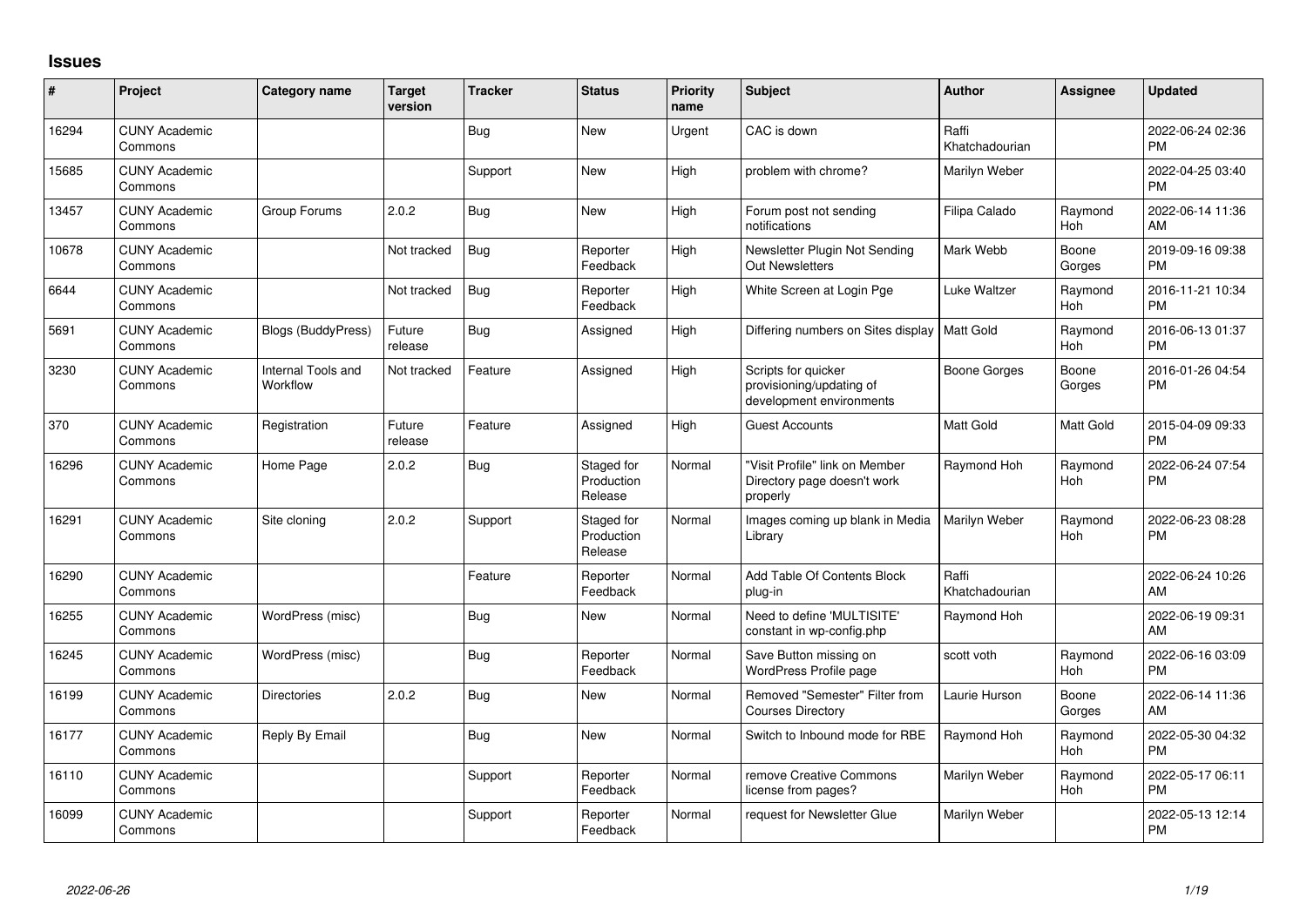## Issues

| # | Project | Category name | Target version | Tracker | Status | Priority name | Subject | Author | Assignee | Updated |
|---|---|---|---|---|---|---|---|---|---|---|
| 16294 | CUNY Academic Commons | | | Bug | New | Urgent | CAC is down | Raffi Khatchadourian | | 2022-06-24 02:36 PM |
| 15685 | CUNY Academic Commons | | | Support | New | High | problem with chrome? | Marilyn Weber | | 2022-04-25 03:40 PM |
| 13457 | CUNY Academic Commons | Group Forums | 2.0.2 | Bug | New | High | Forum post not sending notifications | Filipa Calado | Raymond Hoh | 2022-06-14 11:36 AM |
| 10678 | CUNY Academic Commons | | Not tracked | Bug | Reporter Feedback | High | Newsletter Plugin Not Sending Out Newsletters | Mark Webb | Boone Gorges | 2019-09-16 09:38 PM |
| 6644 | CUNY Academic Commons | | Not tracked | Bug | Reporter Feedback | High | White Screen at Login Pge | Luke Waltzer | Raymond Hoh | 2016-11-21 10:34 PM |
| 5691 | CUNY Academic Commons | Blogs (BuddyPress) | Future release | Bug | Assigned | High | Differing numbers on Sites display | Matt Gold | Raymond Hoh | 2016-06-13 01:37 PM |
| 3230 | CUNY Academic Commons | Internal Tools and Workflow | Not tracked | Feature | Assigned | High | Scripts for quicker provisioning/updating of development environments | Boone Gorges | Boone Gorges | 2016-01-26 04:54 PM |
| 370 | CUNY Academic Commons | Registration | Future release | Feature | Assigned | High | Guest Accounts | Matt Gold | Matt Gold | 2015-04-09 09:33 PM |
| 16296 | CUNY Academic Commons | Home Page | 2.0.2 | Bug | Staged for Production Release | Normal | "Visit Profile" link on Member Directory page doesn't work properly | Raymond Hoh | Raymond Hoh | 2022-06-24 07:54 PM |
| 16291 | CUNY Academic Commons | Site cloning | 2.0.2 | Support | Staged for Production Release | Normal | Images coming up blank in Media Library | Marilyn Weber | Raymond Hoh | 2022-06-23 08:28 PM |
| 16290 | CUNY Academic Commons | | | Feature | Reporter Feedback | Normal | Add Table Of Contents Block plug-in | Raffi Khatchadourian | | 2022-06-24 10:26 AM |
| 16255 | CUNY Academic Commons | WordPress (misc) | | Bug | New | Normal | Need to define 'MULTISITE' constant in wp-config.php | Raymond Hoh | | 2022-06-19 09:31 AM |
| 16245 | CUNY Academic Commons | WordPress (misc) | | Bug | Reporter Feedback | Normal | Save Button missing on WordPress Profile page | scott voth | Raymond Hoh | 2022-06-16 03:09 PM |
| 16199 | CUNY Academic Commons | Directories | 2.0.2 | Bug | New | Normal | Removed "Semester" Filter from Courses Directory | Laurie Hurson | Boone Gorges | 2022-06-14 11:36 AM |
| 16177 | CUNY Academic Commons | Reply By Email | | Bug | New | Normal | Switch to Inbound mode for RBE | Raymond Hoh | Raymond Hoh | 2022-05-30 04:32 PM |
| 16110 | CUNY Academic Commons | | | Support | Reporter Feedback | Normal | remove Creative Commons license from pages? | Marilyn Weber | Raymond Hoh | 2022-05-17 06:11 PM |
| 16099 | CUNY Academic Commons | | | Support | Reporter Feedback | Normal | request for Newsletter Glue | Marilyn Weber | | 2022-05-13 12:14 PM |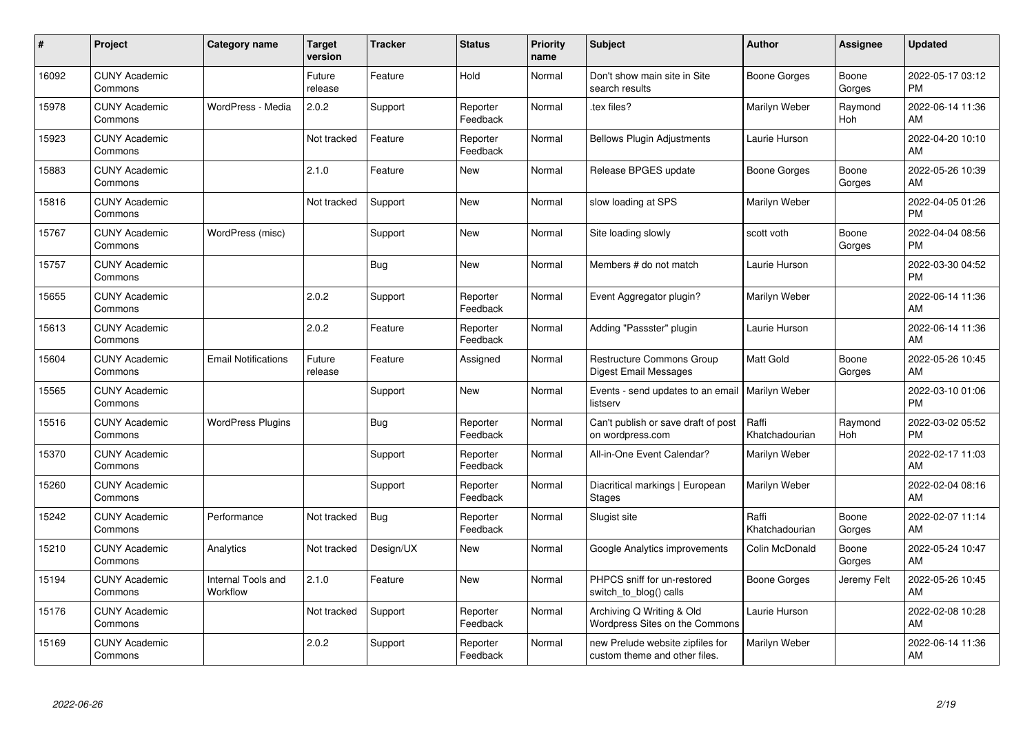| # | Project | Category name | Target version | Tracker | Status | Priority name | Subject | Author | Assignee | Updated |
|---|---|---|---|---|---|---|---|---|---|---|
| 16092 | CUNY Academic Commons | | Future release | Feature | Hold | Normal | Don't show main site in Site search results | Boone Gorges | Boone Gorges | 2022-05-17 03:12 PM |
| 15978 | CUNY Academic Commons | WordPress - Media | 2.0.2 | Support | Reporter Feedback | Normal | .tex files? | Marilyn Weber | Raymond Hoh | 2022-06-14 11:36 AM |
| 15923 | CUNY Academic Commons | | Not tracked | Feature | Reporter Feedback | Normal | Bellows Plugin Adjustments | Laurie Hurson | | 2022-04-20 10:10 AM |
| 15883 | CUNY Academic Commons | | 2.1.0 | Feature | New | Normal | Release BPGES update | Boone Gorges | Boone Gorges | 2022-05-26 10:39 AM |
| 15816 | CUNY Academic Commons | | Not tracked | Support | New | Normal | slow loading at SPS | Marilyn Weber | | 2022-04-05 01:26 PM |
| 15767 | CUNY Academic Commons | WordPress (misc) | | Support | New | Normal | Site loading slowly | scott voth | Boone Gorges | 2022-04-04 08:56 PM |
| 15757 | CUNY Academic Commons | | | Bug | New | Normal | Members # do not match | Laurie Hurson | | 2022-03-30 04:52 PM |
| 15655 | CUNY Academic Commons | | 2.0.2 | Support | Reporter Feedback | Normal | Event Aggregator plugin? | Marilyn Weber | | 2022-06-14 11:36 AM |
| 15613 | CUNY Academic Commons | | 2.0.2 | Feature | Reporter Feedback | Normal | Adding "Passster" plugin | Laurie Hurson | | 2022-06-14 11:36 AM |
| 15604 | CUNY Academic Commons | Email Notifications | Future release | Feature | Assigned | Normal | Restructure Commons Group Digest Email Messages | Matt Gold | Boone Gorges | 2022-05-26 10:45 AM |
| 15565 | CUNY Academic Commons | | | Support | New | Normal | Events - send updates to an email listserv | Marilyn Weber | | 2022-03-10 01:06 PM |
| 15516 | CUNY Academic Commons | WordPress Plugins | | Bug | Reporter Feedback | Normal | Can't publish or save draft of post on wordpress.com | Raffi Khatchadourian | Raymond Hoh | 2022-03-02 05:52 PM |
| 15370 | CUNY Academic Commons | | | Support | Reporter Feedback | Normal | All-in-One Event Calendar? | Marilyn Weber | | 2022-02-17 11:03 AM |
| 15260 | CUNY Academic Commons | | | Support | Reporter Feedback | Normal | Diacritical markings \| European Stages | Marilyn Weber | | 2022-02-04 08:16 AM |
| 15242 | CUNY Academic Commons | Performance | Not tracked | Bug | Reporter Feedback | Normal | Slugist site | Raffi Khatchadourian | Boone Gorges | 2022-02-07 11:14 AM |
| 15210 | CUNY Academic Commons | Analytics | Not tracked | Design/UX | New | Normal | Google Analytics improvements | Colin McDonald | Boone Gorges | 2022-05-24 10:47 AM |
| 15194 | CUNY Academic Commons | Internal Tools and Workflow | 2.1.0 | Feature | New | Normal | PHPCS sniff for un-restored switch_to_blog() calls | Boone Gorges | Jeremy Felt | 2022-05-26 10:45 AM |
| 15176 | CUNY Academic Commons | | Not tracked | Support | Reporter Feedback | Normal | Archiving Q Writing & Old Wordpress Sites on the Commons | Laurie Hurson | | 2022-02-08 10:28 AM |
| 15169 | CUNY Academic Commons | | 2.0.2 | Support | Reporter Feedback | Normal | new Prelude website zipfiles for custom theme and other files. | Marilyn Weber | | 2022-06-14 11:36 AM |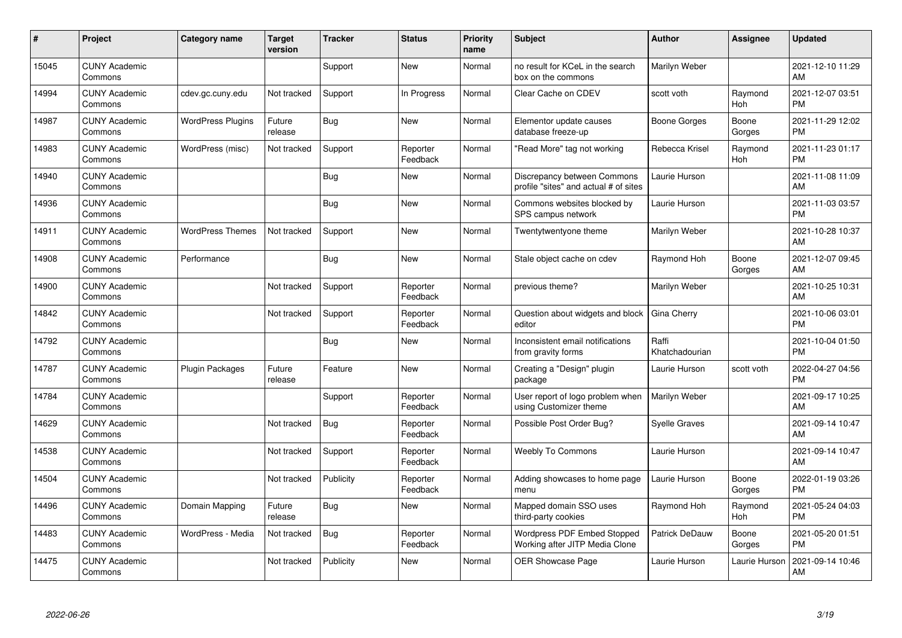| # | Project | Category name | Target version | Tracker | Status | Priority name | Subject | Author | Assignee | Updated |
|---|---|---|---|---|---|---|---|---|---|---|
| 15045 | CUNY Academic Commons | | | Support | New | Normal | no result for KCeL in the search box on the commons | Marilyn Weber | | 2021-12-10 11:29 AM |
| 14994 | CUNY Academic Commons | cdev.gc.cuny.edu | Not tracked | Support | In Progress | Normal | Clear Cache on CDEV | scott voth | Raymond Hoh | 2021-12-07 03:51 PM |
| 14987 | CUNY Academic Commons | WordPress Plugins | Future release | Bug | New | Normal | Elementor update causes database freeze-up | Boone Gorges | Boone Gorges | 2021-11-29 12:02 PM |
| 14983 | CUNY Academic Commons | WordPress (misc) | Not tracked | Support | Reporter Feedback | Normal | "Read More" tag not working | Rebecca Krisel | Raymond Hoh | 2021-11-23 01:17 PM |
| 14940 | CUNY Academic Commons | | | Bug | New | Normal | Discrepancy between Commons profile "sites" and actual # of sites | Laurie Hurson | | 2021-11-08 11:09 AM |
| 14936 | CUNY Academic Commons | | | Bug | New | Normal | Commons websites blocked by SPS campus network | Laurie Hurson | | 2021-11-03 03:57 PM |
| 14911 | CUNY Academic Commons | WordPress Themes | Not tracked | Support | New | Normal | Twentytwentyone theme | Marilyn Weber | | 2021-10-28 10:37 AM |
| 14908 | CUNY Academic Commons | Performance | | Bug | New | Normal | Stale object cache on cdev | Raymond Hoh | Boone Gorges | 2021-12-07 09:45 AM |
| 14900 | CUNY Academic Commons | | Not tracked | Support | Reporter Feedback | Normal | previous theme? | Marilyn Weber | | 2021-10-25 10:31 AM |
| 14842 | CUNY Academic Commons | | Not tracked | Support | Reporter Feedback | Normal | Question about widgets and block editor | Gina Cherry | | 2021-10-06 03:01 PM |
| 14792 | CUNY Academic Commons | | | Bug | New | Normal | Inconsistent email notifications from gravity forms | Raffi Khatchadourian | | 2021-10-04 01:50 PM |
| 14787 | CUNY Academic Commons | Plugin Packages | Future release | Feature | New | Normal | Creating a "Design" plugin package | Laurie Hurson | scott voth | 2022-04-27 04:56 PM |
| 14784 | CUNY Academic Commons | | | Support | Reporter Feedback | Normal | User report of logo problem when using Customizer theme | Marilyn Weber | | 2021-09-17 10:25 AM |
| 14629 | CUNY Academic Commons | | Not tracked | Bug | Reporter Feedback | Normal | Possible Post Order Bug? | Syelle Graves | | 2021-09-14 10:47 AM |
| 14538 | CUNY Academic Commons | | Not tracked | Support | Reporter Feedback | Normal | Weebly To Commons | Laurie Hurson | | 2021-09-14 10:47 AM |
| 14504 | CUNY Academic Commons | | Not tracked | Publicity | Reporter Feedback | Normal | Adding showcases to home page menu | Laurie Hurson | Boone Gorges | 2022-01-19 03:26 PM |
| 14496 | CUNY Academic Commons | Domain Mapping | Future release | Bug | New | Normal | Mapped domain SSO uses third-party cookies | Raymond Hoh | Raymond Hoh | 2021-05-24 04:03 PM |
| 14483 | CUNY Academic Commons | WordPress - Media | Not tracked | Bug | Reporter Feedback | Normal | Wordpress PDF Embed Stopped Working after JITP Media Clone | Patrick DeDauw | Boone Gorges | 2021-05-20 01:51 PM |
| 14475 | CUNY Academic Commons | | Not tracked | Publicity | New | Normal | OER Showcase Page | Laurie Hurson | Laurie Hurson | 2021-09-14 10:46 AM |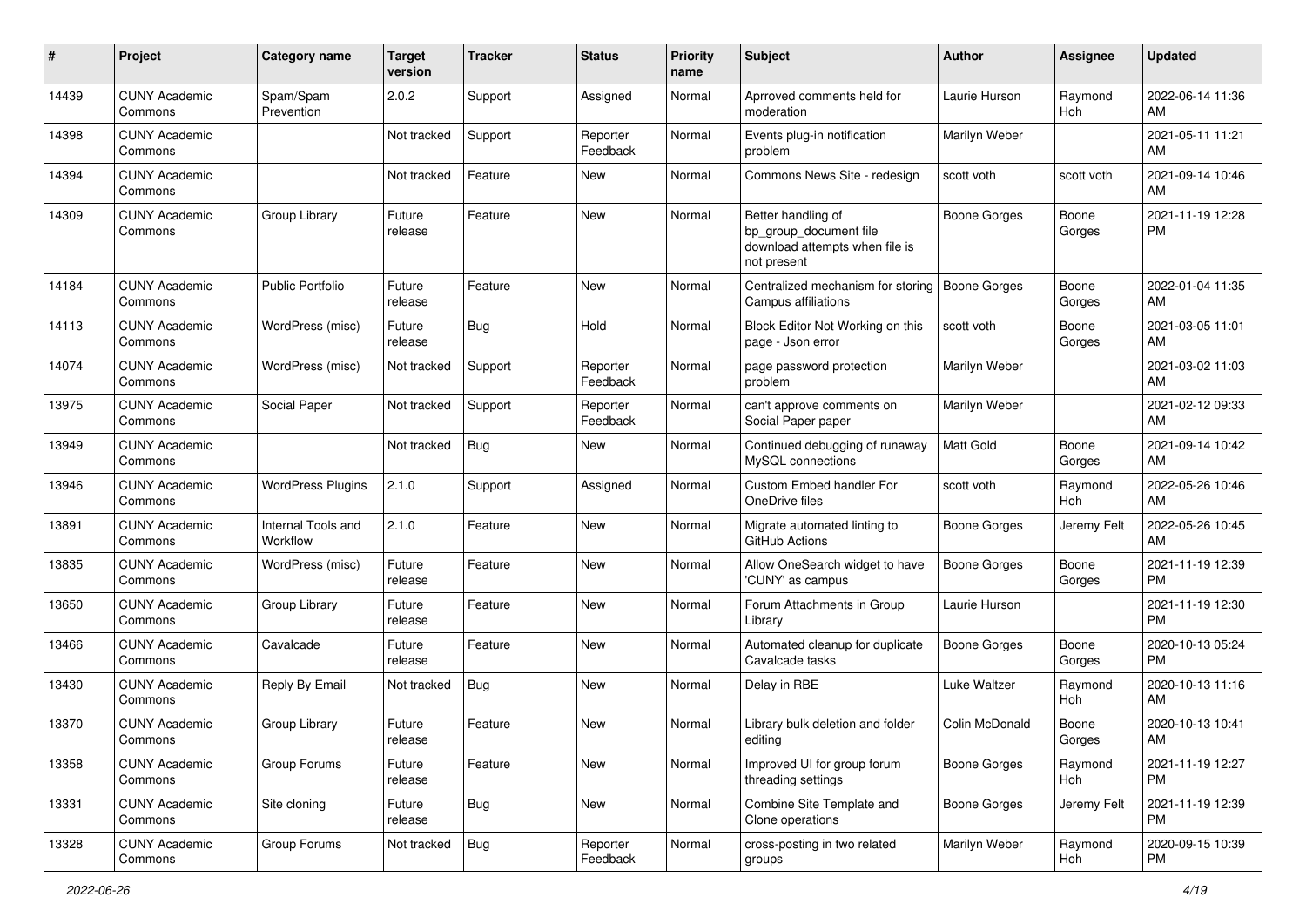| # | Project | Category name | Target version | Tracker | Status | Priority name | Subject | Author | Assignee | Updated |
|---|---|---|---|---|---|---|---|---|---|---|
| 14439 | CUNY Academic Commons | Spam/Spam Prevention | 2.0.2 | Support | Assigned | Normal | Aprroved comments held for moderation | Laurie Hurson | Raymond Hoh | 2022-06-14 11:36 AM |
| 14398 | CUNY Academic Commons | | Not tracked | Support | Reporter Feedback | Normal | Events plug-in notification problem | Marilyn Weber | | 2021-05-11 11:21 AM |
| 14394 | CUNY Academic Commons | | Not tracked | Feature | New | Normal | Commons News Site - redesign | scott voth | scott voth | 2021-09-14 10:46 AM |
| 14309 | CUNY Academic Commons | Group Library | Future release | Feature | New | Normal | Better handling of bp_group_document file download attempts when file is not present | Boone Gorges | Boone Gorges | 2021-11-19 12:28 PM |
| 14184 | CUNY Academic Commons | Public Portfolio | Future release | Feature | New | Normal | Centralized mechanism for storing Campus affiliations | Boone Gorges | Boone Gorges | 2022-01-04 11:35 AM |
| 14113 | CUNY Academic Commons | WordPress (misc) | Future release | Bug | Hold | Normal | Block Editor Not Working on this page - Json error | scott voth | Boone Gorges | 2021-03-05 11:01 AM |
| 14074 | CUNY Academic Commons | WordPress (misc) | Not tracked | Support | Reporter Feedback | Normal | page password protection problem | Marilyn Weber | | 2021-03-02 11:03 AM |
| 13975 | CUNY Academic Commons | Social Paper | Not tracked | Support | Reporter Feedback | Normal | can't approve comments on Social Paper paper | Marilyn Weber | | 2021-02-12 09:33 AM |
| 13949 | CUNY Academic Commons | | Not tracked | Bug | New | Normal | Continued debugging of runaway MySQL connections | Matt Gold | Boone Gorges | 2021-09-14 10:42 AM |
| 13946 | CUNY Academic Commons | WordPress Plugins | 2.1.0 | Support | Assigned | Normal | Custom Embed handler For OneDrive files | scott voth | Raymond Hoh | 2022-05-26 10:46 AM |
| 13891 | CUNY Academic Commons | Internal Tools and Workflow | 2.1.0 | Feature | New | Normal | Migrate automated linting to GitHub Actions | Boone Gorges | Jeremy Felt | 2022-05-26 10:45 AM |
| 13835 | CUNY Academic Commons | WordPress (misc) | Future release | Feature | New | Normal | Allow OneSearch widget to have 'CUNY' as campus | Boone Gorges | Boone Gorges | 2021-11-19 12:39 PM |
| 13650 | CUNY Academic Commons | Group Library | Future release | Feature | New | Normal | Forum Attachments in Group Library | Laurie Hurson | | 2021-11-19 12:30 PM |
| 13466 | CUNY Academic Commons | Cavalcade | Future release | Feature | New | Normal | Automated cleanup for duplicate Cavalcade tasks | Boone Gorges | Boone Gorges | 2020-10-13 05:24 PM |
| 13430 | CUNY Academic Commons | Reply By Email | Not tracked | Bug | New | Normal | Delay in RBE | Luke Waltzer | Raymond Hoh | 2020-10-13 11:16 AM |
| 13370 | CUNY Academic Commons | Group Library | Future release | Feature | New | Normal | Library bulk deletion and folder editing | Colin McDonald | Boone Gorges | 2020-10-13 10:41 AM |
| 13358 | CUNY Academic Commons | Group Forums | Future release | Feature | New | Normal | Improved UI for group forum threading settings | Boone Gorges | Raymond Hoh | 2021-11-19 12:27 PM |
| 13331 | CUNY Academic Commons | Site cloning | Future release | Bug | New | Normal | Combine Site Template and Clone operations | Boone Gorges | Jeremy Felt | 2021-11-19 12:39 PM |
| 13328 | CUNY Academic Commons | Group Forums | Not tracked | Bug | Reporter Feedback | Normal | cross-posting in two related groups | Marilyn Weber | Raymond Hoh | 2020-09-15 10:39 PM |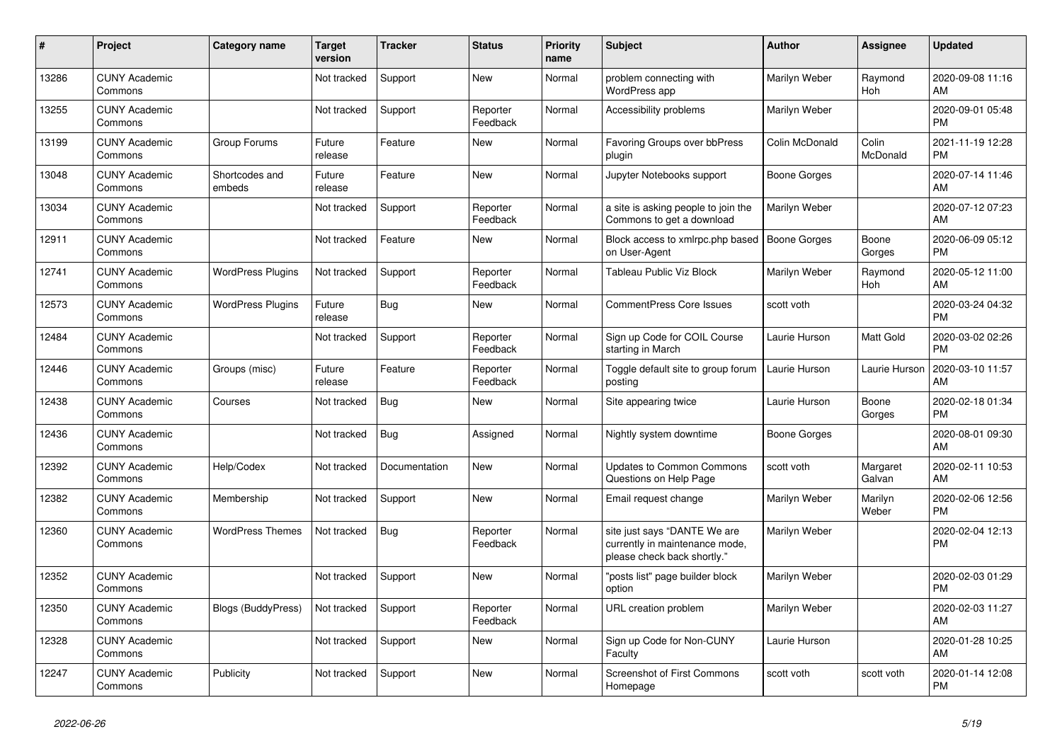| # | Project | Category name | Target version | Tracker | Status | Priority name | Subject | Author | Assignee | Updated |
|---|---|---|---|---|---|---|---|---|---|---|
| 13286 | CUNY Academic Commons | | Not tracked | Support | New | Normal | problem connecting with WordPress app | Marilyn Weber | Raymond Hoh | 2020-09-08 11:16 AM |
| 13255 | CUNY Academic Commons | | Not tracked | Support | Reporter Feedback | Normal | Accessibility problems | Marilyn Weber | | 2020-09-01 05:48 PM |
| 13199 | CUNY Academic Commons | Group Forums | Future release | Feature | New | Normal | Favoring Groups over bbPress plugin | Colin McDonald | Colin McDonald | 2021-11-19 12:28 PM |
| 13048 | CUNY Academic Commons | Shortcodes and embeds | Future release | Feature | New | Normal | Jupyter Notebooks support | Boone Gorges | | 2020-07-14 11:46 AM |
| 13034 | CUNY Academic Commons | | Not tracked | Support | Reporter Feedback | Normal | a site is asking people to join the Commons to get a download | Marilyn Weber | | 2020-07-12 07:23 AM |
| 12911 | CUNY Academic Commons | | Not tracked | Feature | New | Normal | Block access to xmlrpc.php based on User-Agent | Boone Gorges | Boone Gorges | 2020-06-09 05:12 PM |
| 12741 | CUNY Academic Commons | WordPress Plugins | Not tracked | Support | Reporter Feedback | Normal | Tableau Public Viz Block | Marilyn Weber | Raymond Hoh | 2020-05-12 11:00 AM |
| 12573 | CUNY Academic Commons | WordPress Plugins | Future release | Bug | New | Normal | CommentPress Core Issues | scott voth | | 2020-03-24 04:32 PM |
| 12484 | CUNY Academic Commons | | Not tracked | Support | Reporter Feedback | Normal | Sign up Code for COIL Course starting in March | Laurie Hurson | Matt Gold | 2020-03-02 02:26 PM |
| 12446 | CUNY Academic Commons | Groups (misc) | Future release | Feature | Reporter Feedback | Normal | Toggle default site to group forum posting | Laurie Hurson | Laurie Hurson | 2020-03-10 11:57 AM |
| 12438 | CUNY Academic Commons | Courses | Not tracked | Bug | New | Normal | Site appearing twice | Laurie Hurson | Boone Gorges | 2020-02-18 01:34 PM |
| 12436 | CUNY Academic Commons | | Not tracked | Bug | Assigned | Normal | Nightly system downtime | Boone Gorges | | 2020-08-01 09:30 AM |
| 12392 | CUNY Academic Commons | Help/Codex | Not tracked | Documentation | New | Normal | Updates to Common Commons Questions on Help Page | scott voth | Margaret Galvan | 2020-02-11 10:53 AM |
| 12382 | CUNY Academic Commons | Membership | Not tracked | Support | New | Normal | Email request change | Marilyn Weber | Marilyn Weber | 2020-02-06 12:56 PM |
| 12360 | CUNY Academic Commons | WordPress Themes | Not tracked | Bug | Reporter Feedback | Normal | site just says "DANTE We are currently in maintenance mode, please check back shortly." | Marilyn Weber | | 2020-02-04 12:13 PM |
| 12352 | CUNY Academic Commons | | Not tracked | Support | New | Normal | "posts list" page builder block option | Marilyn Weber | | 2020-02-03 01:29 PM |
| 12350 | CUNY Academic Commons | Blogs (BuddyPress) | Not tracked | Support | Reporter Feedback | Normal | URL creation problem | Marilyn Weber | | 2020-02-03 11:27 AM |
| 12328 | CUNY Academic Commons | | Not tracked | Support | New | Normal | Sign up Code for Non-CUNY Faculty | Laurie Hurson | | 2020-01-28 10:25 AM |
| 12247 | CUNY Academic Commons | Publicity | Not tracked | Support | New | Normal | Screenshot of First Commons Homepage | scott voth | scott voth | 2020-01-14 12:08 PM |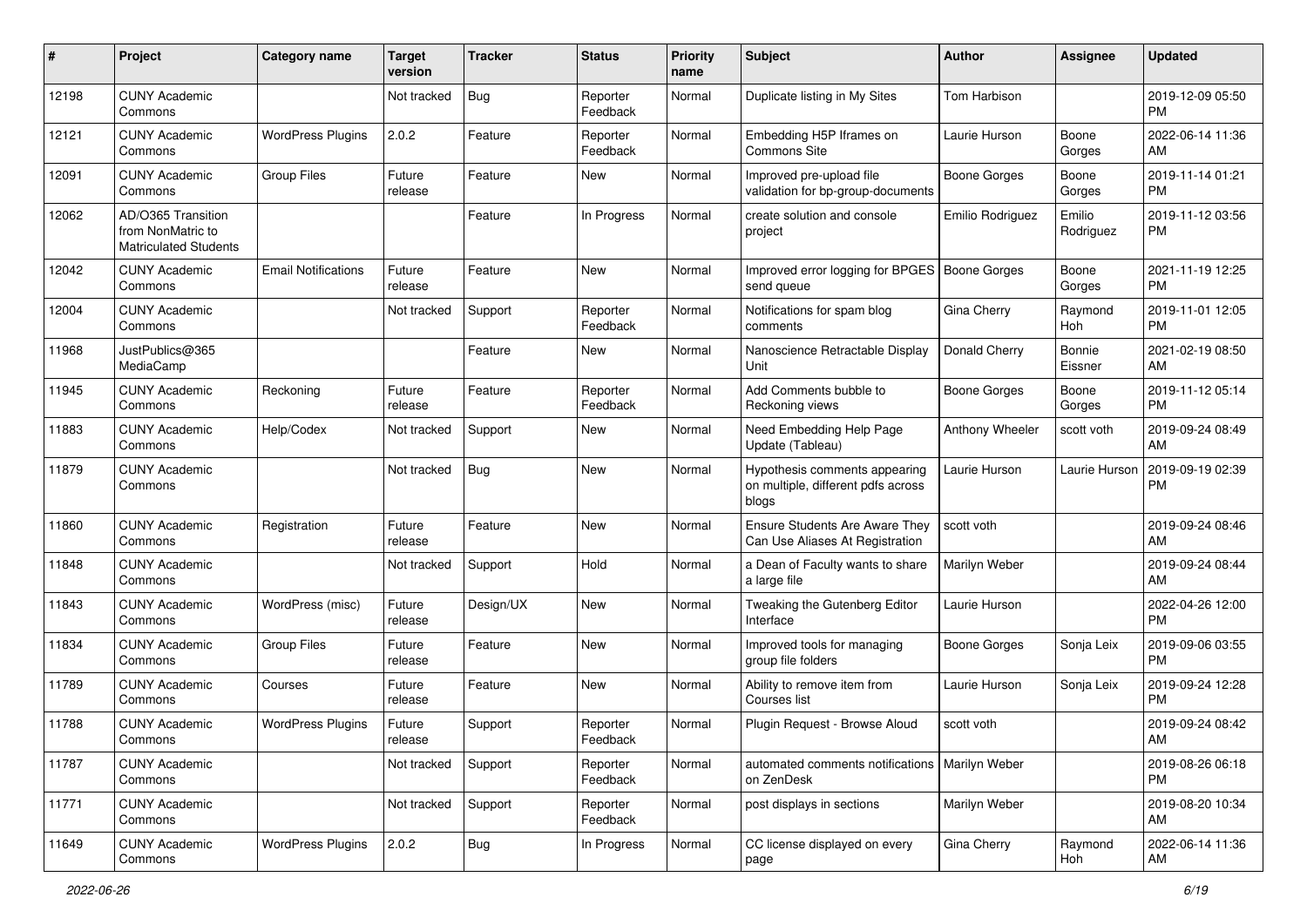| # | Project | Category name | Target version | Tracker | Status | Priority name | Subject | Author | Assignee | Updated |
|---|---|---|---|---|---|---|---|---|---|---|
| 12198 | CUNY Academic Commons | | Not tracked | Bug | Reporter Feedback | Normal | Duplicate listing in My Sites | Tom Harbison | | 2019-12-09 05:50 PM |
| 12121 | CUNY Academic Commons | WordPress Plugins | 2.0.2 | Feature | Reporter Feedback | Normal | Embedding H5P Iframes on Commons Site | Laurie Hurson | Boone Gorges | 2022-06-14 11:36 AM |
| 12091 | CUNY Academic Commons | Group Files | Future release | Feature | New | Normal | Improved pre-upload file validation for bp-group-documents | Boone Gorges | Boone Gorges | 2019-11-14 01:21 PM |
| 12062 | AD/O365 Transition from NonMatric to Matriculated Students | | | Feature | In Progress | Normal | create solution and console project | Emilio Rodriguez | Emilio Rodriguez | 2019-11-12 03:56 PM |
| 12042 | CUNY Academic Commons | Email Notifications | Future release | Feature | New | Normal | Improved error logging for BPGES send queue | Boone Gorges | Boone Gorges | 2021-11-19 12:25 PM |
| 12004 | CUNY Academic Commons | | Not tracked | Support | Reporter Feedback | Normal | Notifications for spam blog comments | Gina Cherry | Raymond Hoh | 2019-11-01 12:05 PM |
| 11968 | JustPublics@365 MediaCamp | | | Feature | New | Normal | Nanoscience Retractable Display Unit | Donald Cherry | Bonnie Eissner | 2021-02-19 08:50 AM |
| 11945 | CUNY Academic Commons | Reckoning | Future release | Feature | Reporter Feedback | Normal | Add Comments bubble to Reckoning views | Boone Gorges | Boone Gorges | 2019-11-12 05:14 PM |
| 11883 | CUNY Academic Commons | Help/Codex | Not tracked | Support | New | Normal | Need Embedding Help Page Update (Tableau) | Anthony Wheeler | scott voth | 2019-09-24 08:49 AM |
| 11879 | CUNY Academic Commons | | Not tracked | Bug | New | Normal | Hypothesis comments appearing on multiple, different pdfs across blogs | Laurie Hurson | Laurie Hurson | 2019-09-19 02:39 PM |
| 11860 | CUNY Academic Commons | Registration | Future release | Feature | New | Normal | Ensure Students Are Aware They Can Use Aliases At Registration | scott voth | | 2019-09-24 08:46 AM |
| 11848 | CUNY Academic Commons | | Not tracked | Support | Hold | Normal | a Dean of Faculty wants to share a large file | Marilyn Weber | | 2019-09-24 08:44 AM |
| 11843 | CUNY Academic Commons | WordPress (misc) | Future release | Design/UX | New | Normal | Tweaking the Gutenberg Editor Interface | Laurie Hurson | | 2022-04-26 12:00 PM |
| 11834 | CUNY Academic Commons | Group Files | Future release | Feature | New | Normal | Improved tools for managing group file folders | Boone Gorges | Sonja Leix | 2019-09-06 03:55 PM |
| 11789 | CUNY Academic Commons | Courses | Future release | Feature | New | Normal | Ability to remove item from Courses list | Laurie Hurson | Sonja Leix | 2019-09-24 12:28 PM |
| 11788 | CUNY Academic Commons | WordPress Plugins | Future release | Support | Reporter Feedback | Normal | Plugin Request - Browse Aloud | scott voth | | 2019-09-24 08:42 AM |
| 11787 | CUNY Academic Commons | | Not tracked | Support | Reporter Feedback | Normal | automated comments notifications on ZenDesk | Marilyn Weber | | 2019-08-26 06:18 PM |
| 11771 | CUNY Academic Commons | | Not tracked | Support | Reporter Feedback | Normal | post displays in sections | Marilyn Weber | | 2019-08-20 10:34 AM |
| 11649 | CUNY Academic Commons | WordPress Plugins | 2.0.2 | Bug | In Progress | Normal | CC license displayed on every page | Gina Cherry | Raymond Hoh | 2022-06-14 11:36 AM |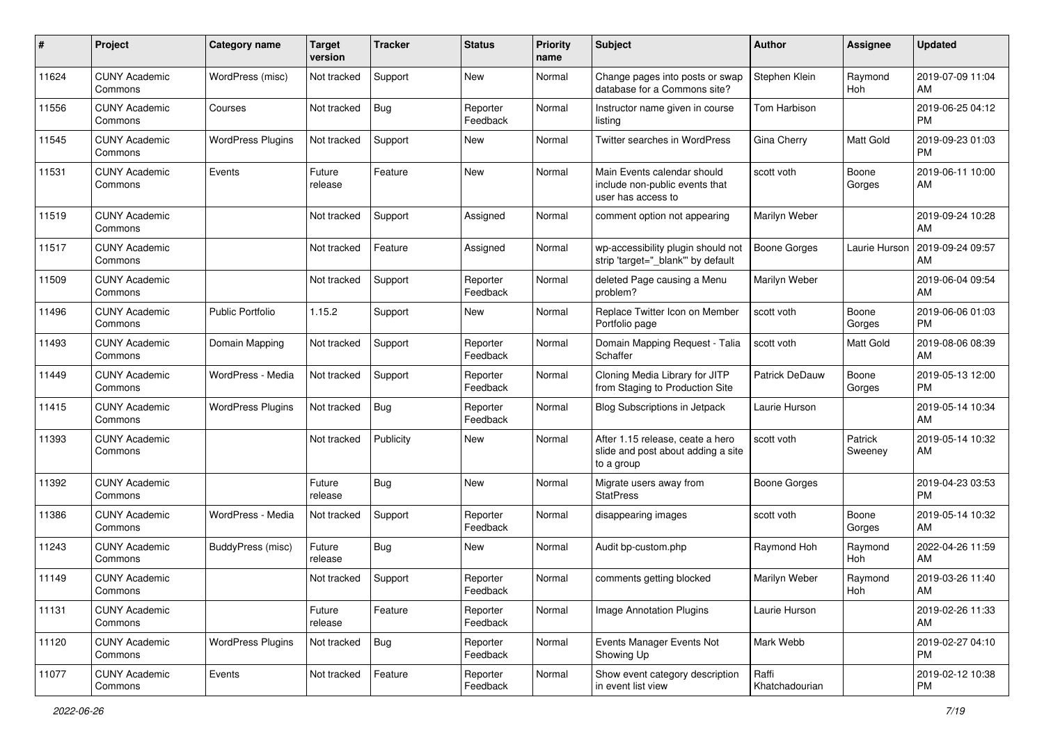| # | Project | Category name | Target version | Tracker | Status | Priority name | Subject | Author | Assignee | Updated |
|---|---|---|---|---|---|---|---|---|---|---|
| 11624 | CUNY Academic Commons | WordPress (misc) | Not tracked | Support | New | Normal | Change pages into posts or swap database for a Commons site? | Stephen Klein | Raymond Hoh | 2019-07-09 11:04 AM |
| 11556 | CUNY Academic Commons | Courses | Not tracked | Bug | Reporter Feedback | Normal | Instructor name given in course listing | Tom Harbison | | 2019-06-25 04:12 PM |
| 11545 | CUNY Academic Commons | WordPress Plugins | Not tracked | Support | New | Normal | Twitter searches in WordPress | Gina Cherry | Matt Gold | 2019-09-23 01:03 PM |
| 11531 | CUNY Academic Commons | Events | Future release | Feature | New | Normal | Main Events calendar should include non-public events that user has access to | scott voth | Boone Gorges | 2019-06-11 10:00 AM |
| 11519 | CUNY Academic Commons | | Not tracked | Support | Assigned | Normal | comment option not appearing | Marilyn Weber | | 2019-09-24 10:28 AM |
| 11517 | CUNY Academic Commons | | Not tracked | Feature | Assigned | Normal | wp-accessibility plugin should not strip 'target="_blank"' by default | Boone Gorges | Laurie Hurson | 2019-09-24 09:57 AM |
| 11509 | CUNY Academic Commons | | Not tracked | Support | Reporter Feedback | Normal | deleted Page causing a Menu problem? | Marilyn Weber | | 2019-06-04 09:54 AM |
| 11496 | CUNY Academic Commons | Public Portfolio | 1.15.2 | Support | New | Normal | Replace Twitter Icon on Member Portfolio page | scott voth | Boone Gorges | 2019-06-06 01:03 PM |
| 11493 | CUNY Academic Commons | Domain Mapping | Not tracked | Support | Reporter Feedback | Normal | Domain Mapping Request - Talia Schaffer | scott voth | Matt Gold | 2019-08-06 08:39 AM |
| 11449 | CUNY Academic Commons | WordPress - Media | Not tracked | Support | Reporter Feedback | Normal | Cloning Media Library for JITP from Staging to Production Site | Patrick DeDauw | Boone Gorges | 2019-05-13 12:00 PM |
| 11415 | CUNY Academic Commons | WordPress Plugins | Not tracked | Bug | Reporter Feedback | Normal | Blog Subscriptions in Jetpack | Laurie Hurson | | 2019-05-14 10:34 AM |
| 11393 | CUNY Academic Commons | | Not tracked | Publicity | New | Normal | After 1.15 release, ceate a hero slide and post about adding a site to a group | scott voth | Patrick Sweeney | 2019-05-14 10:32 AM |
| 11392 | CUNY Academic Commons | | Future release | Bug | New | Normal | Migrate users away from StatPress | Boone Gorges | | 2019-04-23 03:53 PM |
| 11386 | CUNY Academic Commons | WordPress - Media | Not tracked | Support | Reporter Feedback | Normal | disappearing images | scott voth | Boone Gorges | 2019-05-14 10:32 AM |
| 11243 | CUNY Academic Commons | BuddyPress (misc) | Future release | Bug | New | Normal | Audit bp-custom.php | Raymond Hoh | Raymond Hoh | 2022-04-26 11:59 AM |
| 11149 | CUNY Academic Commons | | Not tracked | Support | Reporter Feedback | Normal | comments getting blocked | Marilyn Weber | Raymond Hoh | 2019-03-26 11:40 AM |
| 11131 | CUNY Academic Commons | | Future release | Feature | Reporter Feedback | Normal | Image Annotation Plugins | Laurie Hurson | | 2019-02-26 11:33 AM |
| 11120 | CUNY Academic Commons | WordPress Plugins | Not tracked | Bug | Reporter Feedback | Normal | Events Manager Events Not Showing Up | Mark Webb | | 2019-02-27 04:10 PM |
| 11077 | CUNY Academic Commons | Events | Not tracked | Feature | Reporter Feedback | Normal | Show event category description in event list view | Raffi Khatchadourian | | 2019-02-12 10:38 PM |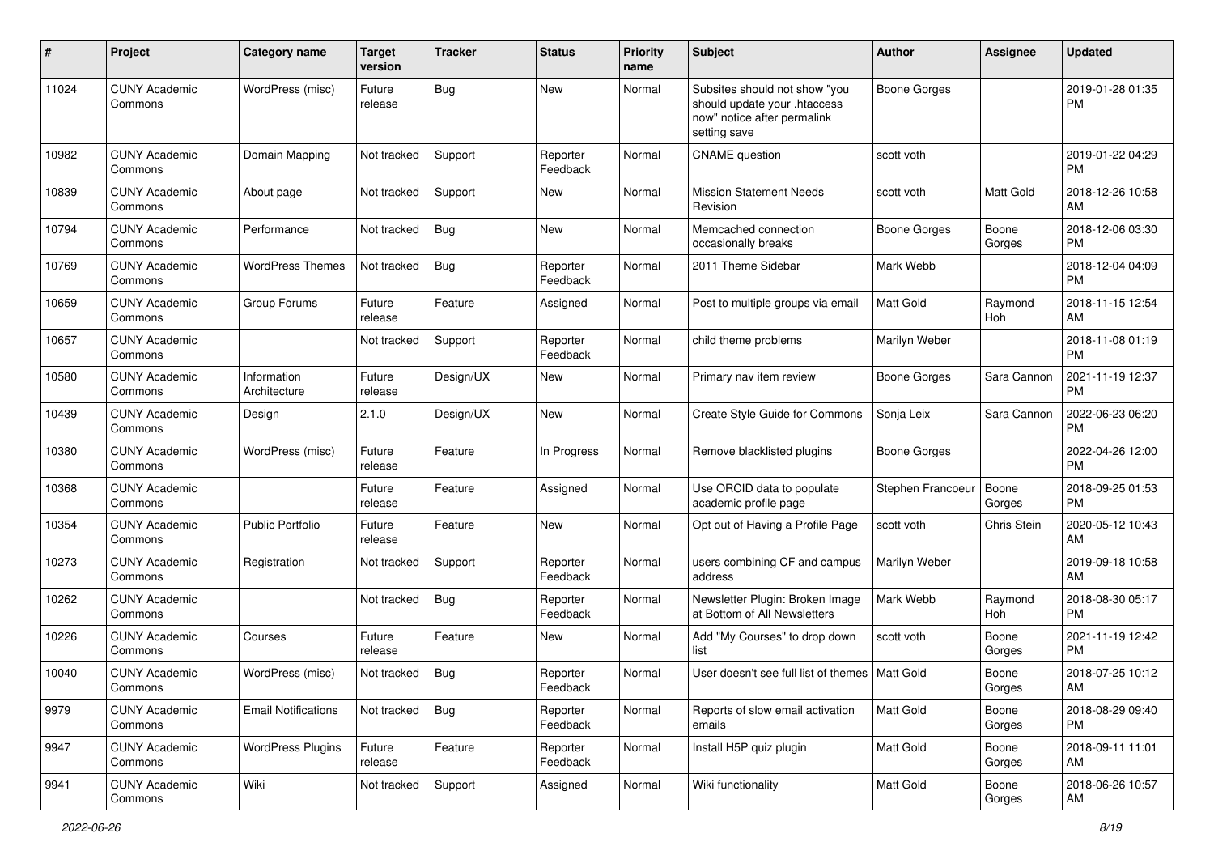| # | Project | Category name | Target version | Tracker | Status | Priority name | Subject | Author | Assignee | Updated |
|---|---|---|---|---|---|---|---|---|---|---|
| 11024 | CUNY Academic Commons | WordPress (misc) | Future release | Bug | New | Normal | Subsites should not show "you should update your .htaccess now" notice after permalink setting save | Boone Gorges | | 2019-01-28 01:35 PM |
| 10982 | CUNY Academic Commons | Domain Mapping | Not tracked | Support | Reporter Feedback | Normal | CNAME question | scott voth | | 2019-01-22 04:29 PM |
| 10839 | CUNY Academic Commons | About page | Not tracked | Support | New | Normal | Mission Statement Needs Revision | scott voth | Matt Gold | 2018-12-26 10:58 AM |
| 10794 | CUNY Academic Commons | Performance | Not tracked | Bug | New | Normal | Memcached connection occasionally breaks | Boone Gorges | Boone Gorges | 2018-12-06 03:30 PM |
| 10769 | CUNY Academic Commons | WordPress Themes | Not tracked | Bug | Reporter Feedback | Normal | 2011 Theme Sidebar | Mark Webb | | 2018-12-04 04:09 PM |
| 10659 | CUNY Academic Commons | Group Forums | Future release | Feature | Assigned | Normal | Post to multiple groups via email | Matt Gold | Raymond Hoh | 2018-11-15 12:54 AM |
| 10657 | CUNY Academic Commons | | Not tracked | Support | Reporter Feedback | Normal | child theme problems | Marilyn Weber | | 2018-11-08 01:19 PM |
| 10580 | CUNY Academic Commons | Information Architecture | Future release | Design/UX | New | Normal | Primary nav item review | Boone Gorges | Sara Cannon | 2021-11-19 12:37 PM |
| 10439 | CUNY Academic Commons | Design | 2.1.0 | Design/UX | New | Normal | Create Style Guide for Commons | Sonja Leix | Sara Cannon | 2022-06-23 06:20 PM |
| 10380 | CUNY Academic Commons | WordPress (misc) | Future release | Feature | In Progress | Normal | Remove blacklisted plugins | Boone Gorges | | 2022-04-26 12:00 PM |
| 10368 | CUNY Academic Commons | | Future release | Feature | Assigned | Normal | Use ORCID data to populate academic profile page | Stephen Francoeur | Boone Gorges | 2018-09-25 01:53 PM |
| 10354 | CUNY Academic Commons | Public Portfolio | Future release | Feature | New | Normal | Opt out of Having a Profile Page | scott voth | Chris Stein | 2020-05-12 10:43 AM |
| 10273 | CUNY Academic Commons | Registration | Not tracked | Support | Reporter Feedback | Normal | users combining CF and campus address | Marilyn Weber | | 2019-09-18 10:58 AM |
| 10262 | CUNY Academic Commons | | Not tracked | Bug | Reporter Feedback | Normal | Newsletter Plugin: Broken Image at Bottom of All Newsletters | Mark Webb | Raymond Hoh | 2018-08-30 05:17 PM |
| 10226 | CUNY Academic Commons | Courses | Future release | Feature | New | Normal | Add "My Courses" to drop down list | scott voth | Boone Gorges | 2021-11-19 12:42 PM |
| 10040 | CUNY Academic Commons | WordPress (misc) | Not tracked | Bug | Reporter Feedback | Normal | User doesn't see full list of themes | Matt Gold | Boone Gorges | 2018-07-25 10:12 AM |
| 9979 | CUNY Academic Commons | Email Notifications | Not tracked | Bug | Reporter Feedback | Normal | Reports of slow email activation emails | Matt Gold | Boone Gorges | 2018-08-29 09:40 PM |
| 9947 | CUNY Academic Commons | WordPress Plugins | Future release | Feature | Reporter Feedback | Normal | Install H5P quiz plugin | Matt Gold | Boone Gorges | 2018-09-11 11:01 AM |
| 9941 | CUNY Academic Commons | Wiki | Not tracked | Support | Assigned | Normal | Wiki functionality | Matt Gold | Boone Gorges | 2018-06-26 10:57 AM |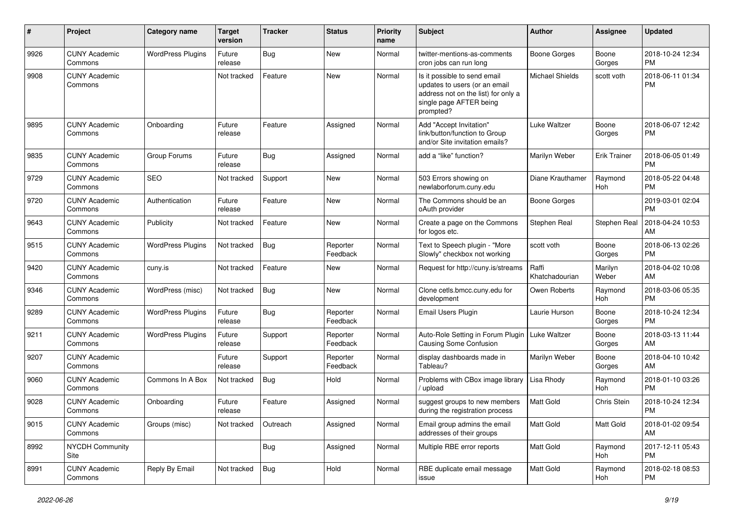| # | Project | Category name | Target version | Tracker | Status | Priority name | Subject | Author | Assignee | Updated |
|---|---|---|---|---|---|---|---|---|---|---|
| 9926 | CUNY Academic Commons | WordPress Plugins | Future release | Bug | New | Normal | twitter-mentions-as-comments cron jobs can run long | Boone Gorges | Boone Gorges | 2018-10-24 12:34 PM |
| 9908 | CUNY Academic Commons | | Not tracked | Feature | New | Normal | Is it possible to send email updates to users (or an email address not on the list) for only a single page AFTER being prompted? | Michael Shields | scott voth | 2018-06-11 01:34 PM |
| 9895 | CUNY Academic Commons | Onboarding | Future release | Feature | Assigned | Normal | Add "Accept Invitation" link/button/function to Group and/or Site invitation emails? | Luke Waltzer | Boone Gorges | 2018-06-07 12:42 PM |
| 9835 | CUNY Academic Commons | Group Forums | Future release | Bug | Assigned | Normal | add a "like" function? | Marilyn Weber | Erik Trainer | 2018-06-05 01:49 PM |
| 9729 | CUNY Academic Commons | SEO | Not tracked | Support | New | Normal | 503 Errors showing on newlaborforum.cuny.edu | Diane Krauthamer | Raymond Hoh | 2018-05-22 04:48 PM |
| 9720 | CUNY Academic Commons | Authentication | Future release | Feature | New | Normal | The Commons should be an oAuth provider | Boone Gorges | | 2019-03-01 02:04 PM |
| 9643 | CUNY Academic Commons | Publicity | Not tracked | Feature | New | Normal | Create a page on the Commons for logos etc. | Stephen Real | Stephen Real | 2018-04-24 10:53 AM |
| 9515 | CUNY Academic Commons | WordPress Plugins | Not tracked | Bug | Reporter Feedback | Normal | Text to Speech plugin - "More Slowly" checkbox not working | scott voth | Boone Gorges | 2018-06-13 02:26 PM |
| 9420 | CUNY Academic Commons | cuny.is | Not tracked | Feature | New | Normal | Request for http://cuny.is/streams | Raffi Khatchadourian | Marilyn Weber | 2018-04-02 10:08 AM |
| 9346 | CUNY Academic Commons | WordPress (misc) | Not tracked | Bug | New | Normal | Clone cetls.bmcc.cuny.edu for development | Owen Roberts | Raymond Hoh | 2018-03-06 05:35 PM |
| 9289 | CUNY Academic Commons | WordPress Plugins | Future release | Bug | Reporter Feedback | Normal | Email Users Plugin | Laurie Hurson | Boone Gorges | 2018-10-24 12:34 PM |
| 9211 | CUNY Academic Commons | WordPress Plugins | Future release | Support | Reporter Feedback | Normal | Auto-Role Setting in Forum Plugin Causing Some Confusion | Luke Waltzer | Boone Gorges | 2018-03-13 11:44 AM |
| 9207 | CUNY Academic Commons | | Future release | Support | Reporter Feedback | Normal | display dashboards made in Tableau? | Marilyn Weber | Boone Gorges | 2018-04-10 10:42 AM |
| 9060 | CUNY Academic Commons | Commons In A Box | Not tracked | Bug | Hold | Normal | Problems with CBox image library / upload | Lisa Rhody | Raymond Hoh | 2018-01-10 03:26 PM |
| 9028 | CUNY Academic Commons | Onboarding | Future release | Feature | Assigned | Normal | suggest groups to new members during the registration process | Matt Gold | Chris Stein | 2018-10-24 12:34 PM |
| 9015 | CUNY Academic Commons | Groups (misc) | Not tracked | Outreach | Assigned | Normal | Email group admins the email addresses of their groups | Matt Gold | Matt Gold | 2018-01-02 09:54 AM |
| 8992 | NYCDH Community Site | | | Bug | Assigned | Normal | Multiple RBE error reports | Matt Gold | Raymond Hoh | 2017-12-11 05:43 PM |
| 8991 | CUNY Academic Commons | Reply By Email | Not tracked | Bug | Hold | Normal | RBE duplicate email message issue | Matt Gold | Raymond Hoh | 2018-02-18 08:53 PM |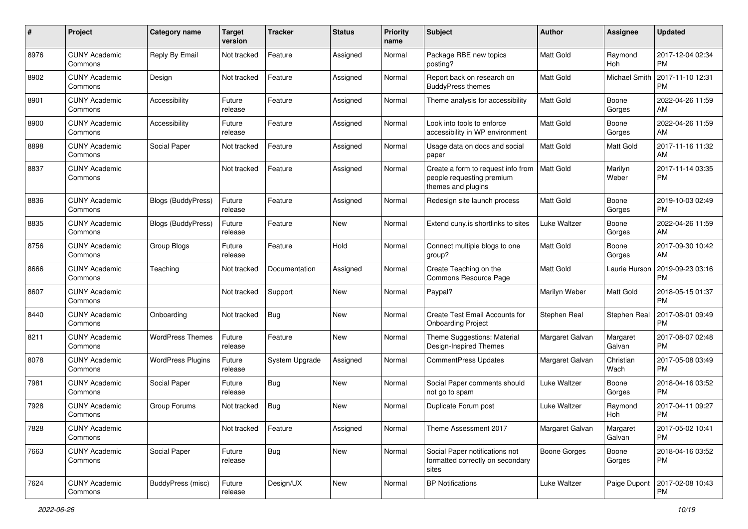| # | Project | Category name | Target version | Tracker | Status | Priority name | Subject | Author | Assignee | Updated |
|---|---|---|---|---|---|---|---|---|---|---|
| 8976 | CUNY Academic Commons | Reply By Email | Not tracked | Feature | Assigned | Normal | Package RBE new topics posting? | Matt Gold | Raymond Hoh | 2017-12-04 02:34 PM |
| 8902 | CUNY Academic Commons | Design | Not tracked | Feature | Assigned | Normal | Report back on research on BuddyPress themes | Matt Gold | Michael Smith | 2017-11-10 12:31 PM |
| 8901 | CUNY Academic Commons | Accessibility | Future release | Feature | Assigned | Normal | Theme analysis for accessibility | Matt Gold | Boone Gorges | 2022-04-26 11:59 AM |
| 8900 | CUNY Academic Commons | Accessibility | Future release | Feature | Assigned | Normal | Look into tools to enforce accessibility in WP environment | Matt Gold | Boone Gorges | 2022-04-26 11:59 AM |
| 8898 | CUNY Academic Commons | Social Paper | Not tracked | Feature | Assigned | Normal | Usage data on docs and social paper | Matt Gold | Matt Gold | 2017-11-16 11:32 AM |
| 8837 | CUNY Academic Commons | | Not tracked | Feature | Assigned | Normal | Create a form to request info from people requesting premium themes and plugins | Matt Gold | Marilyn Weber | 2017-11-14 03:35 PM |
| 8836 | CUNY Academic Commons | Blogs (BuddyPress) | Future release | Feature | Assigned | Normal | Redesign site launch process | Matt Gold | Boone Gorges | 2019-10-03 02:49 PM |
| 8835 | CUNY Academic Commons | Blogs (BuddyPress) | Future release | Feature | New | Normal | Extend cuny.is shortlinks to sites | Luke Waltzer | Boone Gorges | 2022-04-26 11:59 AM |
| 8756 | CUNY Academic Commons | Group Blogs | Future release | Feature | Hold | Normal | Connect multiple blogs to one group? | Matt Gold | Boone Gorges | 2017-09-30 10:42 AM |
| 8666 | CUNY Academic Commons | Teaching | Not tracked | Documentation | Assigned | Normal | Create Teaching on the Commons Resource Page | Matt Gold | Laurie Hurson | 2019-09-23 03:16 PM |
| 8607 | CUNY Academic Commons | | Not tracked | Support | New | Normal | Paypal? | Marilyn Weber | Matt Gold | 2018-05-15 01:37 PM |
| 8440 | CUNY Academic Commons | Onboarding | Not tracked | Bug | New | Normal | Create Test Email Accounts for Onboarding Project | Stephen Real | Stephen Real | 2017-08-01 09:49 PM |
| 8211 | CUNY Academic Commons | WordPress Themes | Future release | Feature | New | Normal | Theme Suggestions: Material Design-Inspired Themes | Margaret Galvan | Margaret Galvan | 2017-08-07 02:48 PM |
| 8078 | CUNY Academic Commons | WordPress Plugins | Future release | System Upgrade | Assigned | Normal | CommentPress Updates | Margaret Galvan | Christian Wach | 2017-05-08 03:49 PM |
| 7981 | CUNY Academic Commons | Social Paper | Future release | Bug | New | Normal | Social Paper comments should not go to spam | Luke Waltzer | Boone Gorges | 2018-04-16 03:52 PM |
| 7928 | CUNY Academic Commons | Group Forums | Not tracked | Bug | New | Normal | Duplicate Forum post | Luke Waltzer | Raymond Hoh | 2017-04-11 09:27 PM |
| 7828 | CUNY Academic Commons | | Not tracked | Feature | Assigned | Normal | Theme Assessment 2017 | Margaret Galvan | Margaret Galvan | 2017-05-02 10:41 PM |
| 7663 | CUNY Academic Commons | Social Paper | Future release | Bug | New | Normal | Social Paper notifications not formatted correctly on secondary sites | Boone Gorges | Boone Gorges | 2018-04-16 03:52 PM |
| 7624 | CUNY Academic Commons | BuddyPress (misc) | Future release | Design/UX | New | Normal | BP Notifications | Luke Waltzer | Paige Dupont | 2017-02-08 10:43 PM |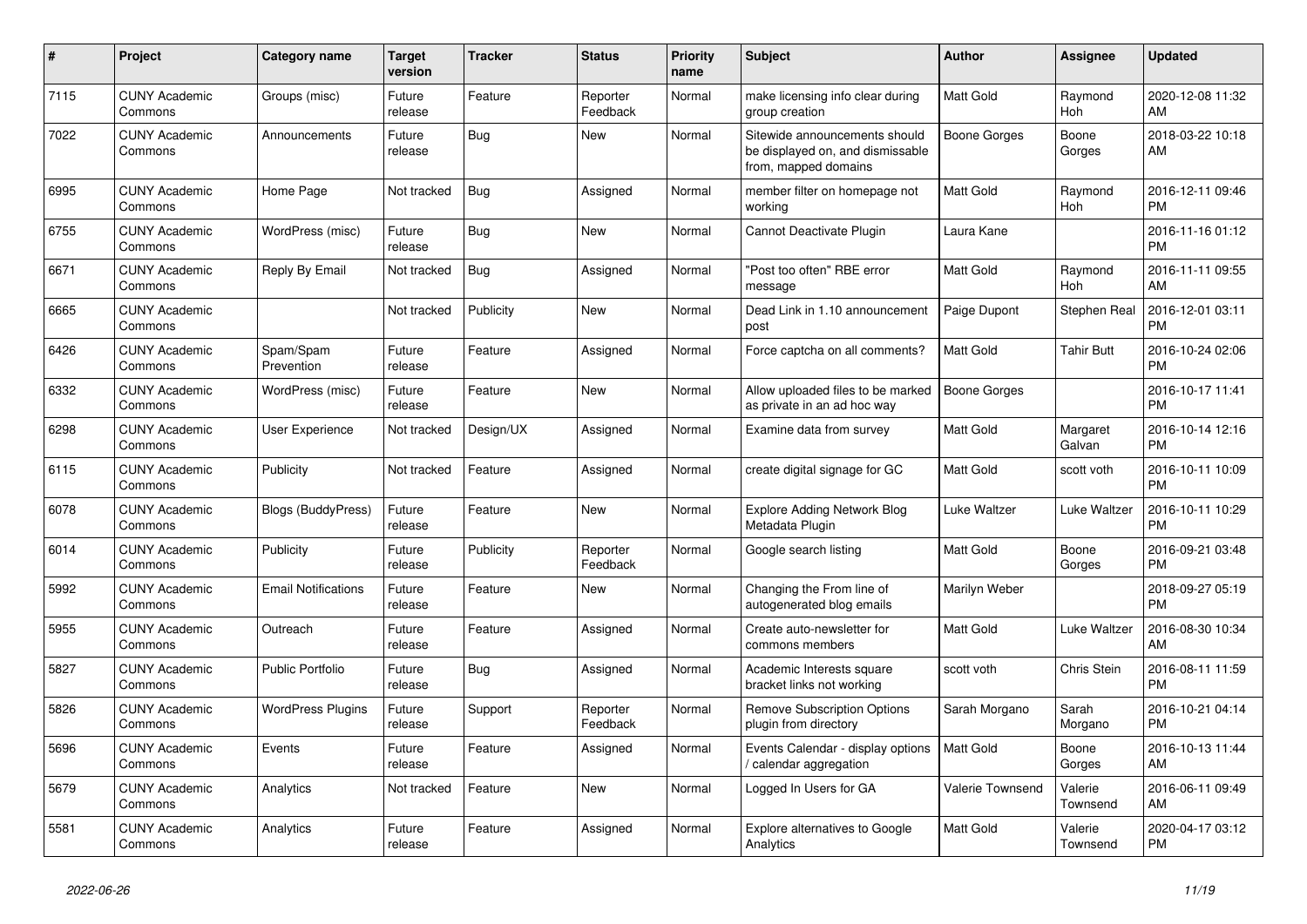| # | Project | Category name | Target version | Tracker | Status | Priority name | Subject | Author | Assignee | Updated |
|---|---|---|---|---|---|---|---|---|---|---|
| 7115 | CUNY Academic Commons | Groups (misc) | Future release | Feature | Reporter Feedback | Normal | make licensing info clear during group creation | Matt Gold | Raymond Hoh | 2020-12-08 11:32 AM |
| 7022 | CUNY Academic Commons | Announcements | Future release | Bug | New | Normal | Sitewide announcements should be displayed on, and dismissable from, mapped domains | Boone Gorges | Boone Gorges | 2018-03-22 10:18 AM |
| 6995 | CUNY Academic Commons | Home Page | Not tracked | Bug | Assigned | Normal | member filter on homepage not working | Matt Gold | Raymond Hoh | 2016-12-11 09:46 PM |
| 6755 | CUNY Academic Commons | WordPress (misc) | Future release | Bug | New | Normal | Cannot Deactivate Plugin | Laura Kane | | 2016-11-16 01:12 PM |
| 6671 | CUNY Academic Commons | Reply By Email | Not tracked | Bug | Assigned | Normal | "Post too often" RBE error message | Matt Gold | Raymond Hoh | 2016-11-11 09:55 AM |
| 6665 | CUNY Academic Commons | | Not tracked | Publicity | New | Normal | Dead Link in 1.10 announcement post | Paige Dupont | Stephen Real | 2016-12-01 03:11 PM |
| 6426 | CUNY Academic Commons | Spam/Spam Prevention | Future release | Feature | Assigned | Normal | Force captcha on all comments? | Matt Gold | Tahir Butt | 2016-10-24 02:06 PM |
| 6332 | CUNY Academic Commons | WordPress (misc) | Future release | Feature | New | Normal | Allow uploaded files to be marked as private in an ad hoc way | Boone Gorges | | 2016-10-17 11:41 PM |
| 6298 | CUNY Academic Commons | User Experience | Not tracked | Design/UX | Assigned | Normal | Examine data from survey | Matt Gold | Margaret Galvan | 2016-10-14 12:16 PM |
| 6115 | CUNY Academic Commons | Publicity | Not tracked | Feature | Assigned | Normal | create digital signage for GC | Matt Gold | scott voth | 2016-10-11 10:09 PM |
| 6078 | CUNY Academic Commons | Blogs (BuddyPress) | Future release | Feature | New | Normal | Explore Adding Network Blog Metadata Plugin | Luke Waltzer | Luke Waltzer | 2016-10-11 10:29 PM |
| 6014 | CUNY Academic Commons | Publicity | Future release | Publicity | Reporter Feedback | Normal | Google search listing | Matt Gold | Boone Gorges | 2016-09-21 03:48 PM |
| 5992 | CUNY Academic Commons | Email Notifications | Future release | Feature | New | Normal | Changing the From line of autogenerated blog emails | Marilyn Weber | | 2018-09-27 05:19 PM |
| 5955 | CUNY Academic Commons | Outreach | Future release | Feature | Assigned | Normal | Create auto-newsletter for commons members | Matt Gold | Luke Waltzer | 2016-08-30 10:34 AM |
| 5827 | CUNY Academic Commons | Public Portfolio | Future release | Bug | Assigned | Normal | Academic Interests square bracket links not working | scott voth | Chris Stein | 2016-08-11 11:59 PM |
| 5826 | CUNY Academic Commons | WordPress Plugins | Future release | Support | Reporter Feedback | Normal | Remove Subscription Options plugin from directory | Sarah Morgano | Sarah Morgano | 2016-10-21 04:14 PM |
| 5696 | CUNY Academic Commons | Events | Future release | Feature | Assigned | Normal | Events Calendar - display options / calendar aggregation | Matt Gold | Boone Gorges | 2016-10-13 11:44 AM |
| 5679 | CUNY Academic Commons | Analytics | Not tracked | Feature | New | Normal | Logged In Users for GA | Valerie Townsend | Valerie Townsend | 2016-06-11 09:49 AM |
| 5581 | CUNY Academic Commons | Analytics | Future release | Feature | Assigned | Normal | Explore alternatives to Google Analytics | Matt Gold | Valerie Townsend | 2020-04-17 03:12 PM |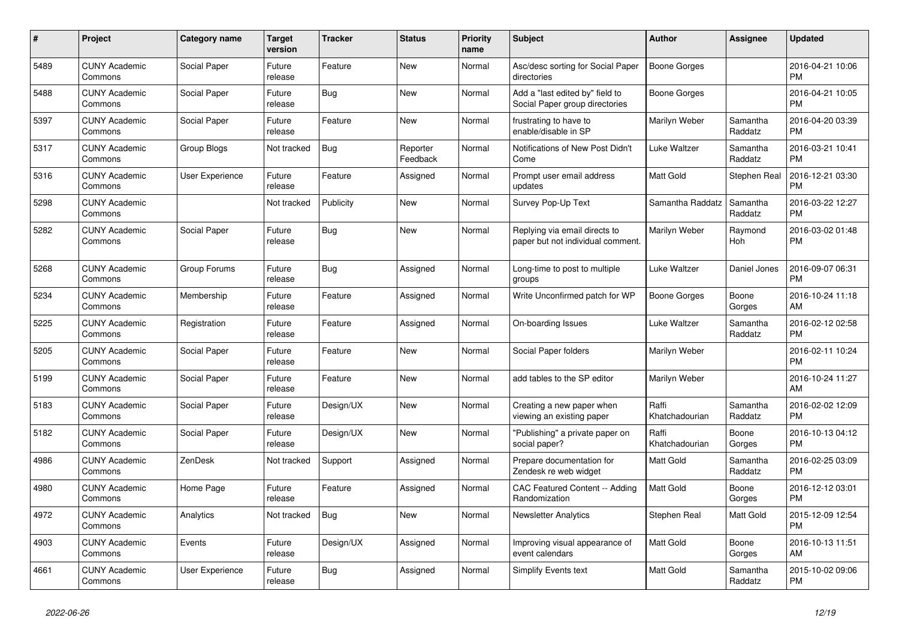| # | Project | Category name | Target version | Tracker | Status | Priority name | Subject | Author | Assignee | Updated |
|---|---|---|---|---|---|---|---|---|---|---|
| 5489 | CUNY Academic Commons | Social Paper | Future release | Feature | New | Normal | Asc/desc sorting for Social Paper directories | Boone Gorges | | 2016-04-21 10:06 PM |
| 5488 | CUNY Academic Commons | Social Paper | Future release | Bug | New | Normal | Add a "last edited by" field to Social Paper group directories | Boone Gorges | | 2016-04-21 10:05 PM |
| 5397 | CUNY Academic Commons | Social Paper | Future release | Feature | New | Normal | frustrating to have to enable/disable in SP | Marilyn Weber | Samantha Raddatz | 2016-04-20 03:39 PM |
| 5317 | CUNY Academic Commons | Group Blogs | Not tracked | Bug | Reporter Feedback | Normal | Notifications of New Post Didn't Come | Luke Waltzer | Samantha Raddatz | 2016-03-21 10:41 PM |
| 5316 | CUNY Academic Commons | User Experience | Future release | Feature | Assigned | Normal | Prompt user email address updates | Matt Gold | Stephen Real | 2016-12-21 03:30 PM |
| 5298 | CUNY Academic Commons | | Not tracked | Publicity | New | Normal | Survey Pop-Up Text | Samantha Raddatz | Samantha Raddatz | 2016-03-22 12:27 PM |
| 5282 | CUNY Academic Commons | Social Paper | Future release | Bug | New | Normal | Replying via email directs to paper but not individual comment. | Marilyn Weber | Raymond Hoh | 2016-03-02 01:48 PM |
| 5268 | CUNY Academic Commons | Group Forums | Future release | Bug | Assigned | Normal | Long-time to post to multiple groups | Luke Waltzer | Daniel Jones | 2016-09-07 06:31 PM |
| 5234 | CUNY Academic Commons | Membership | Future release | Feature | Assigned | Normal | Write Unconfirmed patch for WP | Boone Gorges | Boone Gorges | 2016-10-24 11:18 AM |
| 5225 | CUNY Academic Commons | Registration | Future release | Feature | Assigned | Normal | On-boarding Issues | Luke Waltzer | Samantha Raddatz | 2016-02-12 02:58 PM |
| 5205 | CUNY Academic Commons | Social Paper | Future release | Feature | New | Normal | Social Paper folders | Marilyn Weber | | 2016-02-11 10:24 PM |
| 5199 | CUNY Academic Commons | Social Paper | Future release | Feature | New | Normal | add tables to the SP editor | Marilyn Weber | | 2016-10-24 11:27 AM |
| 5183 | CUNY Academic Commons | Social Paper | Future release | Design/UX | New | Normal | Creating a new paper when viewing an existing paper | Raffi Khatchadourian | Samantha Raddatz | 2016-02-02 12:09 PM |
| 5182 | CUNY Academic Commons | Social Paper | Future release | Design/UX | New | Normal | "Publishing" a private paper on social paper? | Raffi Khatchadourian | Boone Gorges | 2016-10-13 04:12 PM |
| 4986 | CUNY Academic Commons | ZenDesk | Not tracked | Support | Assigned | Normal | Prepare documentation for Zendesk re web widget | Matt Gold | Samantha Raddatz | 2016-02-25 03:09 PM |
| 4980 | CUNY Academic Commons | Home Page | Future release | Feature | Assigned | Normal | CAC Featured Content -- Adding Randomization | Matt Gold | Boone Gorges | 2016-12-12 03:01 PM |
| 4972 | CUNY Academic Commons | Analytics | Not tracked | Bug | New | Normal | Newsletter Analytics | Stephen Real | Matt Gold | 2015-12-09 12:54 PM |
| 4903 | CUNY Academic Commons | Events | Future release | Design/UX | Assigned | Normal | Improving visual appearance of event calendars | Matt Gold | Boone Gorges | 2016-10-13 11:51 AM |
| 4661 | CUNY Academic Commons | User Experience | Future release | Bug | Assigned | Normal | Simplify Events text | Matt Gold | Samantha Raddatz | 2015-10-02 09:06 PM |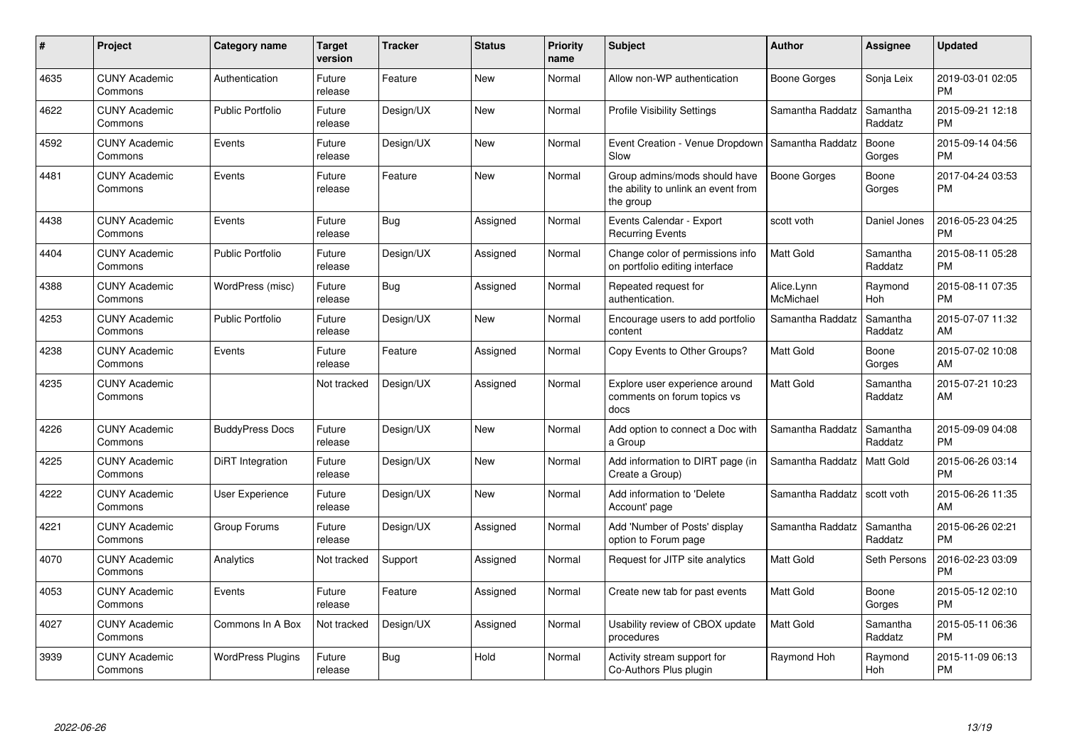| # | Project | Category name | Target version | Tracker | Status | Priority name | Subject | Author | Assignee | Updated |
|---|---|---|---|---|---|---|---|---|---|---|
| 4635 | CUNY Academic Commons | Authentication | Future release | Feature | New | Normal | Allow non-WP authentication | Boone Gorges | Sonja Leix | 2019-03-01 02:05 PM |
| 4622 | CUNY Academic Commons | Public Portfolio | Future release | Design/UX | New | Normal | Profile Visibility Settings | Samantha Raddatz | Samantha Raddatz | 2015-09-21 12:18 PM |
| 4592 | CUNY Academic Commons | Events | Future release | Design/UX | New | Normal | Event Creation - Venue Dropdown Slow | Samantha Raddatz | Boone Gorges | 2015-09-14 04:56 PM |
| 4481 | CUNY Academic Commons | Events | Future release | Feature | New | Normal | Group admins/mods should have the ability to unlink an event from the group | Boone Gorges | Boone Gorges | 2017-04-24 03:53 PM |
| 4438 | CUNY Academic Commons | Events | Future release | Bug | Assigned | Normal | Events Calendar - Export Recurring Events | scott voth | Daniel Jones | 2016-05-23 04:25 PM |
| 4404 | CUNY Academic Commons | Public Portfolio | Future release | Design/UX | Assigned | Normal | Change color of permissions info on portfolio editing interface | Matt Gold | Samantha Raddatz | 2015-08-11 05:28 PM |
| 4388 | CUNY Academic Commons | WordPress (misc) | Future release | Bug | Assigned | Normal | Repeated request for authentication. | Alice.Lynn McMichael | Raymond Hoh | 2015-08-11 07:35 PM |
| 4253 | CUNY Academic Commons | Public Portfolio | Future release | Design/UX | New | Normal | Encourage users to add portfolio content | Samantha Raddatz | Samantha Raddatz | 2015-07-07 11:32 AM |
| 4238 | CUNY Academic Commons | Events | Future release | Feature | Assigned | Normal | Copy Events to Other Groups? | Matt Gold | Boone Gorges | 2015-07-02 10:08 AM |
| 4235 | CUNY Academic Commons | | Not tracked | Design/UX | Assigned | Normal | Explore user experience around comments on forum topics vs docs | Matt Gold | Samantha Raddatz | 2015-07-21 10:23 AM |
| 4226 | CUNY Academic Commons | BuddyPress Docs | Future release | Design/UX | New | Normal | Add option to connect a Doc with a Group | Samantha Raddatz | Samantha Raddatz | 2015-09-09 04:08 PM |
| 4225 | CUNY Academic Commons | DiRT Integration | Future release | Design/UX | New | Normal | Add information to DIRT page (in Create a Group) | Samantha Raddatz | Matt Gold | 2015-06-26 03:14 PM |
| 4222 | CUNY Academic Commons | User Experience | Future release | Design/UX | New | Normal | Add information to 'Delete Account' page | Samantha Raddatz | scott voth | 2015-06-26 11:35 AM |
| 4221 | CUNY Academic Commons | Group Forums | Future release | Design/UX | Assigned | Normal | Add 'Number of Posts' display option to Forum page | Samantha Raddatz | Samantha Raddatz | 2015-06-26 02:21 PM |
| 4070 | CUNY Academic Commons | Analytics | Not tracked | Support | Assigned | Normal | Request for JITP site analytics | Matt Gold | Seth Persons | 2016-02-23 03:09 PM |
| 4053 | CUNY Academic Commons | Events | Future release | Feature | Assigned | Normal | Create new tab for past events | Matt Gold | Boone Gorges | 2015-05-12 02:10 PM |
| 4027 | CUNY Academic Commons | Commons In A Box | Not tracked | Design/UX | Assigned | Normal | Usability review of CBOX update procedures | Matt Gold | Samantha Raddatz | 2015-05-11 06:36 PM |
| 3939 | CUNY Academic Commons | WordPress Plugins | Future release | Bug | Hold | Normal | Activity stream support for Co-Authors Plus plugin | Raymond Hoh | Raymond Hoh | 2015-11-09 06:13 PM |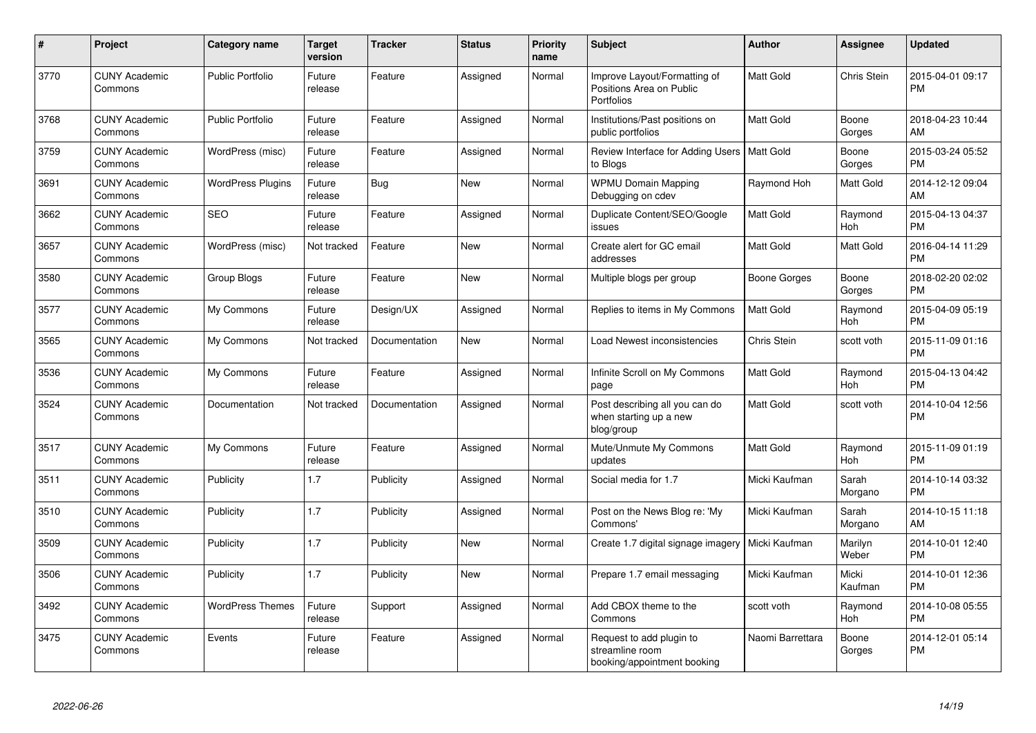| # | Project | Category name | Target version | Tracker | Status | Priority name | Subject | Author | Assignee | Updated |
|---|---|---|---|---|---|---|---|---|---|---|
| 3770 | CUNY Academic Commons | Public Portfolio | Future release | Feature | Assigned | Normal | Improve Layout/Formatting of Positions Area on Public Portfolios | Matt Gold | Chris Stein | 2015-04-01 09:17 PM |
| 3768 | CUNY Academic Commons | Public Portfolio | Future release | Feature | Assigned | Normal | Institutions/Past positions on public portfolios | Matt Gold | Boone Gorges | 2018-04-23 10:44 AM |
| 3759 | CUNY Academic Commons | WordPress (misc) | Future release | Feature | Assigned | Normal | Review Interface for Adding Users to Blogs | Matt Gold | Boone Gorges | 2015-03-24 05:52 PM |
| 3691 | CUNY Academic Commons | WordPress Plugins | Future release | Bug | New | Normal | WPMU Domain Mapping Debugging on cdev | Raymond Hoh | Matt Gold | 2014-12-12 09:04 AM |
| 3662 | CUNY Academic Commons | SEO | Future release | Feature | Assigned | Normal | Duplicate Content/SEO/Google issues | Matt Gold | Raymond Hoh | 2015-04-13 04:37 PM |
| 3657 | CUNY Academic Commons | WordPress (misc) | Not tracked | Feature | New | Normal | Create alert for GC email addresses | Matt Gold | Matt Gold | 2016-04-14 11:29 PM |
| 3580 | CUNY Academic Commons | Group Blogs | Future release | Feature | New | Normal | Multiple blogs per group | Boone Gorges | Boone Gorges | 2018-02-20 02:02 PM |
| 3577 | CUNY Academic Commons | My Commons | Future release | Design/UX | Assigned | Normal | Replies to items in My Commons | Matt Gold | Raymond Hoh | 2015-04-09 05:19 PM |
| 3565 | CUNY Academic Commons | My Commons | Not tracked | Documentation | New | Normal | Load Newest inconsistencies | Chris Stein | scott voth | 2015-11-09 01:16 PM |
| 3536 | CUNY Academic Commons | My Commons | Future release | Feature | Assigned | Normal | Infinite Scroll on My Commons page | Matt Gold | Raymond Hoh | 2015-04-13 04:42 PM |
| 3524 | CUNY Academic Commons | Documentation | Not tracked | Documentation | Assigned | Normal | Post describing all you can do when starting up a new blog/group | Matt Gold | scott voth | 2014-10-04 12:56 PM |
| 3517 | CUNY Academic Commons | My Commons | Future release | Feature | Assigned | Normal | Mute/Unmute My Commons updates | Matt Gold | Raymond Hoh | 2015-11-09 01:19 PM |
| 3511 | CUNY Academic Commons | Publicity | 1.7 | Publicity | Assigned | Normal | Social media for 1.7 | Micki Kaufman | Sarah Morgano | 2014-10-14 03:32 PM |
| 3510 | CUNY Academic Commons | Publicity | 1.7 | Publicity | Assigned | Normal | Post on the News Blog re: 'My Commons' | Micki Kaufman | Sarah Morgano | 2014-10-15 11:18 AM |
| 3509 | CUNY Academic Commons | Publicity | 1.7 | Publicity | New | Normal | Create 1.7 digital signage imagery | Micki Kaufman | Marilyn Weber | 2014-10-01 12:40 PM |
| 3506 | CUNY Academic Commons | Publicity | 1.7 | Publicity | New | Normal | Prepare 1.7 email messaging | Micki Kaufman | Micki Kaufman | 2014-10-01 12:36 PM |
| 3492 | CUNY Academic Commons | WordPress Themes | Future release | Support | Assigned | Normal | Add CBOX theme to the Commons | scott voth | Raymond Hoh | 2014-10-08 05:55 PM |
| 3475 | CUNY Academic Commons | Events | Future release | Feature | Assigned | Normal | Request to add plugin to streamline room booking/appointment booking | Naomi Barrettara | Boone Gorges | 2014-12-01 05:14 PM |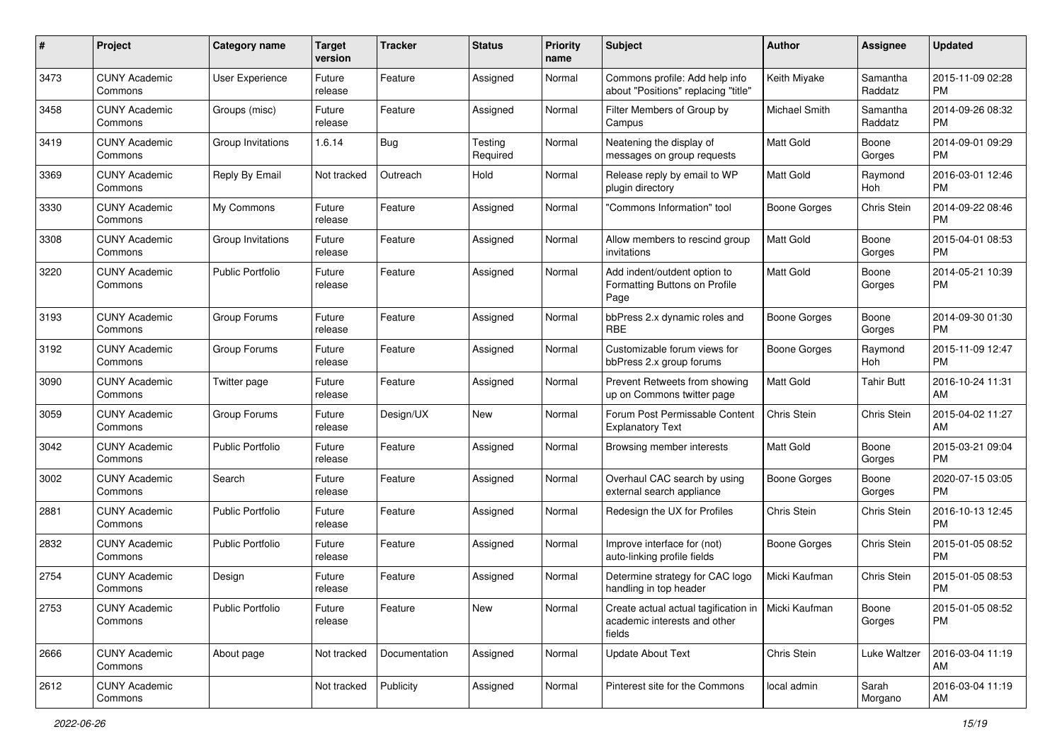| # | Project | Category name | Target version | Tracker | Status | Priority name | Subject | Author | Assignee | Updated |
|---|---|---|---|---|---|---|---|---|---|---|
| 3473 | CUNY Academic Commons | User Experience | Future release | Feature | Assigned | Normal | Commons profile: Add help info about "Positions" replacing "title" | Keith Miyake | Samantha Raddatz | 2015-11-09 02:28 PM |
| 3458 | CUNY Academic Commons | Groups (misc) | Future release | Feature | Assigned | Normal | Filter Members of Group by Campus | Michael Smith | Samantha Raddatz | 2014-09-26 08:32 PM |
| 3419 | CUNY Academic Commons | Group Invitations | 1.6.14 | Bug | Testing Required | Normal | Neatening the display of messages on group requests | Matt Gold | Boone Gorges | 2014-09-01 09:29 PM |
| 3369 | CUNY Academic Commons | Reply By Email | Not tracked | Outreach | Hold | Normal | Release reply by email to WP plugin directory | Matt Gold | Raymond Hoh | 2016-03-01 12:46 PM |
| 3330 | CUNY Academic Commons | My Commons | Future release | Feature | Assigned | Normal | "Commons Information" tool | Boone Gorges | Chris Stein | 2014-09-22 08:46 PM |
| 3308 | CUNY Academic Commons | Group Invitations | Future release | Feature | Assigned | Normal | Allow members to rescind group invitations | Matt Gold | Boone Gorges | 2015-04-01 08:53 PM |
| 3220 | CUNY Academic Commons | Public Portfolio | Future release | Feature | Assigned | Normal | Add indent/outdent option to Formatting Buttons on Profile Page | Matt Gold | Boone Gorges | 2014-05-21 10:39 PM |
| 3193 | CUNY Academic Commons | Group Forums | Future release | Feature | Assigned | Normal | bbPress 2.x dynamic roles and RBE | Boone Gorges | Boone Gorges | 2014-09-30 01:30 PM |
| 3192 | CUNY Academic Commons | Group Forums | Future release | Feature | Assigned | Normal | Customizable forum views for bbPress 2.x group forums | Boone Gorges | Raymond Hoh | 2015-11-09 12:47 PM |
| 3090 | CUNY Academic Commons | Twitter page | Future release | Feature | Assigned | Normal | Prevent Retweets from showing up on Commons twitter page | Matt Gold | Tahir Butt | 2016-10-24 11:31 AM |
| 3059 | CUNY Academic Commons | Group Forums | Future release | Design/UX | New | Normal | Forum Post Permissable Content Explanatory Text | Chris Stein | Chris Stein | 2015-04-02 11:27 AM |
| 3042 | CUNY Academic Commons | Public Portfolio | Future release | Feature | Assigned | Normal | Browsing member interests | Matt Gold | Boone Gorges | 2015-03-21 09:04 PM |
| 3002 | CUNY Academic Commons | Search | Future release | Feature | Assigned | Normal | Overhaul CAC search by using external search appliance | Boone Gorges | Boone Gorges | 2020-07-15 03:05 PM |
| 2881 | CUNY Academic Commons | Public Portfolio | Future release | Feature | Assigned | Normal | Redesign the UX for Profiles | Chris Stein | Chris Stein | 2016-10-13 12:45 PM |
| 2832 | CUNY Academic Commons | Public Portfolio | Future release | Feature | Assigned | Normal | Improve interface for (not) auto-linking profile fields | Boone Gorges | Chris Stein | 2015-01-05 08:52 PM |
| 2754 | CUNY Academic Commons | Design | Future release | Feature | Assigned | Normal | Determine strategy for CAC logo handling in top header | Micki Kaufman | Chris Stein | 2015-01-05 08:53 PM |
| 2753 | CUNY Academic Commons | Public Portfolio | Future release | Feature | New | Normal | Create actual actual tagification in academic interests and other fields | Micki Kaufman | Boone Gorges | 2015-01-05 08:52 PM |
| 2666 | CUNY Academic Commons | About page | Not tracked | Documentation | Assigned | Normal | Update About Text | Chris Stein | Luke Waltzer | 2016-03-04 11:19 AM |
| 2612 | CUNY Academic Commons | | Not tracked | Publicity | Assigned | Normal | Pinterest site for the Commons | local admin | Sarah Morgano | 2016-03-04 11:19 AM |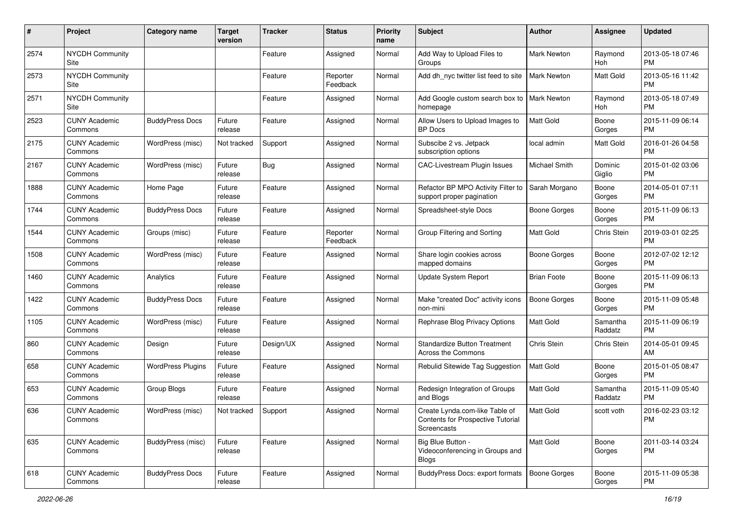| # | Project | Category name | Target version | Tracker | Status | Priority name | Subject | Author | Assignee | Updated |
|---|---|---|---|---|---|---|---|---|---|---|
| 2574 | NYCDH Community Site | | | Feature | Assigned | Normal | Add Way to Upload Files to Groups | Mark Newton | Raymond Hoh | 2013-05-18 07:46 PM |
| 2573 | NYCDH Community Site | | | Feature | Reporter Feedback | Normal | Add dh_nyc twitter list feed to site | Mark Newton | Matt Gold | 2013-05-16 11:42 PM |
| 2571 | NYCDH Community Site | | | Feature | Assigned | Normal | Add Google custom search box to homepage | Mark Newton | Raymond Hoh | 2013-05-18 07:49 PM |
| 2523 | CUNY Academic Commons | BuddyPress Docs | Future release | Feature | Assigned | Normal | Allow Users to Upload Images to BP Docs | Matt Gold | Boone Gorges | 2015-11-09 06:14 PM |
| 2175 | CUNY Academic Commons | WordPress (misc) | Not tracked | Support | Assigned | Normal | Subscibe 2 vs. Jetpack subscription options | local admin | Matt Gold | 2016-01-26 04:58 PM |
| 2167 | CUNY Academic Commons | WordPress (misc) | Future release | Bug | Assigned | Normal | CAC-Livestream Plugin Issues | Michael Smith | Dominic Giglio | 2015-01-02 03:06 PM |
| 1888 | CUNY Academic Commons | Home Page | Future release | Feature | Assigned | Normal | Refactor BP MPO Activity Filter to support proper pagination | Sarah Morgano | Boone Gorges | 2014-05-01 07:11 PM |
| 1744 | CUNY Academic Commons | BuddyPress Docs | Future release | Feature | Assigned | Normal | Spreadsheet-style Docs | Boone Gorges | Boone Gorges | 2015-11-09 06:13 PM |
| 1544 | CUNY Academic Commons | Groups (misc) | Future release | Feature | Reporter Feedback | Normal | Group Filtering and Sorting | Matt Gold | Chris Stein | 2019-03-01 02:25 PM |
| 1508 | CUNY Academic Commons | WordPress (misc) | Future release | Feature | Assigned | Normal | Share login cookies across mapped domains | Boone Gorges | Boone Gorges | 2012-07-02 12:12 PM |
| 1460 | CUNY Academic Commons | Analytics | Future release | Feature | Assigned | Normal | Update System Report | Brian Foote | Boone Gorges | 2015-11-09 06:13 PM |
| 1422 | CUNY Academic Commons | BuddyPress Docs | Future release | Feature | Assigned | Normal | Make "created Doc" activity icons non-mini | Boone Gorges | Boone Gorges | 2015-11-09 05:48 PM |
| 1105 | CUNY Academic Commons | WordPress (misc) | Future release | Feature | Assigned | Normal | Rephrase Blog Privacy Options | Matt Gold | Samantha Raddatz | 2015-11-09 06:19 PM |
| 860 | CUNY Academic Commons | Design | Future release | Design/UX | Assigned | Normal | Standardize Button Treatment Across the Commons | Chris Stein | Chris Stein | 2014-05-01 09:45 AM |
| 658 | CUNY Academic Commons | WordPress Plugins | Future release | Feature | Assigned | Normal | Rebulid Sitewide Tag Suggestion | Matt Gold | Boone Gorges | 2015-01-05 08:47 PM |
| 653 | CUNY Academic Commons | Group Blogs | Future release | Feature | Assigned | Normal | Redesign Integration of Groups and Blogs | Matt Gold | Samantha Raddatz | 2015-11-09 05:40 PM |
| 636 | CUNY Academic Commons | WordPress (misc) | Not tracked | Support | Assigned | Normal | Create Lynda.com-like Table of Contents for Prospective Tutorial Screencasts | Matt Gold | scott voth | 2016-02-23 03:12 PM |
| 635 | CUNY Academic Commons | BuddyPress (misc) | Future release | Feature | Assigned | Normal | Big Blue Button - Videoconferencing in Groups and Blogs | Matt Gold | Boone Gorges | 2011-03-14 03:24 PM |
| 618 | CUNY Academic Commons | BuddyPress Docs | Future release | Feature | Assigned | Normal | BuddyPress Docs: export formats | Boone Gorges | Boone Gorges | 2015-11-09 05:38 PM |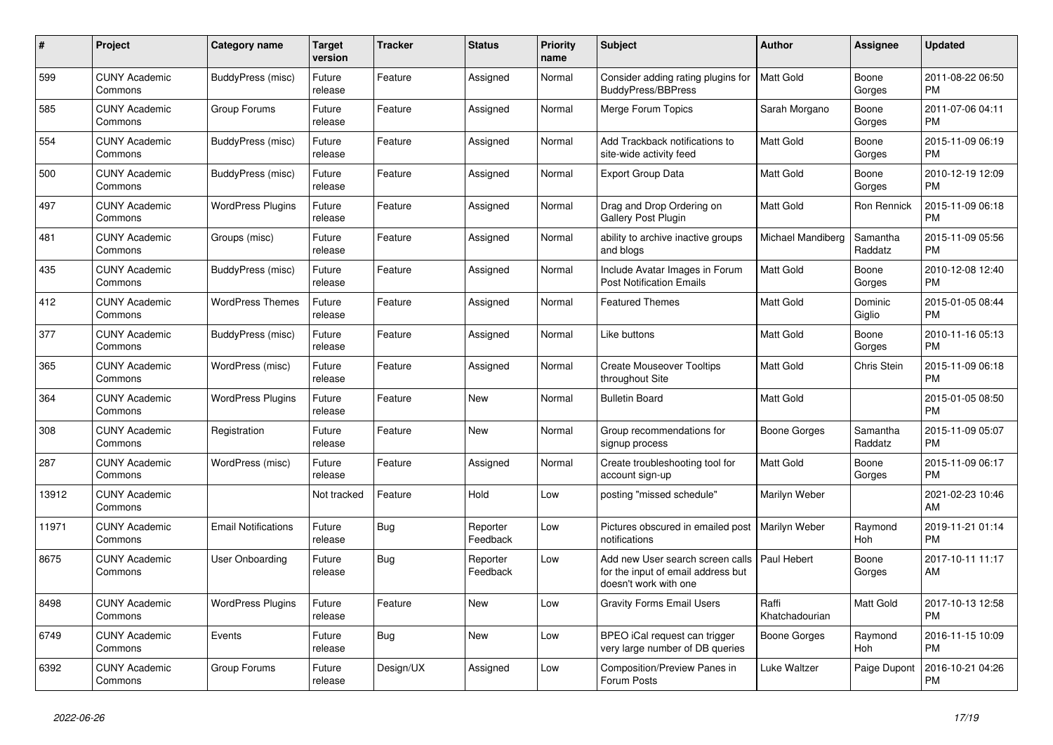| # | Project | Category name | Target version | Tracker | Status | Priority name | Subject | Author | Assignee | Updated |
|---|---|---|---|---|---|---|---|---|---|---|
| 599 | CUNY Academic Commons | BuddyPress (misc) | Future release | Feature | Assigned | Normal | Consider adding rating plugins for BuddyPress/BBPress | Matt Gold | Boone Gorges | 2011-08-22 06:50 PM |
| 585 | CUNY Academic Commons | Group Forums | Future release | Feature | Assigned | Normal | Merge Forum Topics | Sarah Morgano | Boone Gorges | 2011-07-06 04:11 PM |
| 554 | CUNY Academic Commons | BuddyPress (misc) | Future release | Feature | Assigned | Normal | Add Trackback notifications to site-wide activity feed | Matt Gold | Boone Gorges | 2015-11-09 06:19 PM |
| 500 | CUNY Academic Commons | BuddyPress (misc) | Future release | Feature | Assigned | Normal | Export Group Data | Matt Gold | Boone Gorges | 2010-12-19 12:09 PM |
| 497 | CUNY Academic Commons | WordPress Plugins | Future release | Feature | Assigned | Normal | Drag and Drop Ordering on Gallery Post Plugin | Matt Gold | Ron Rennick | 2015-11-09 06:18 PM |
| 481 | CUNY Academic Commons | Groups (misc) | Future release | Feature | Assigned | Normal | ability to archive inactive groups and blogs | Michael Mandiberg | Samantha Raddatz | 2015-11-09 05:56 PM |
| 435 | CUNY Academic Commons | BuddyPress (misc) | Future release | Feature | Assigned | Normal | Include Avatar Images in Forum Post Notification Emails | Matt Gold | Boone Gorges | 2010-12-08 12:40 PM |
| 412 | CUNY Academic Commons | WordPress Themes | Future release | Feature | Assigned | Normal | Featured Themes | Matt Gold | Dominic Giglio | 2015-01-05 08:44 PM |
| 377 | CUNY Academic Commons | BuddyPress (misc) | Future release | Feature | Assigned | Normal | Like buttons | Matt Gold | Boone Gorges | 2010-11-16 05:13 PM |
| 365 | CUNY Academic Commons | WordPress (misc) | Future release | Feature | Assigned | Normal | Create Mouseover Tooltips throughout Site | Matt Gold | Chris Stein | 2015-11-09 06:18 PM |
| 364 | CUNY Academic Commons | WordPress Plugins | Future release | Feature | New | Normal | Bulletin Board | Matt Gold | | 2015-01-05 08:50 PM |
| 308 | CUNY Academic Commons | Registration | Future release | Feature | New | Normal | Group recommendations for signup process | Boone Gorges | Samantha Raddatz | 2015-11-09 05:07 PM |
| 287 | CUNY Academic Commons | WordPress (misc) | Future release | Feature | Assigned | Normal | Create troubleshooting tool for account sign-up | Matt Gold | Boone Gorges | 2015-11-09 06:17 PM |
| 13912 | CUNY Academic Commons | | Not tracked | Feature | Hold | Low | posting "missed schedule" | Marilyn Weber | | 2021-02-23 10:46 AM |
| 11971 | CUNY Academic Commons | Email Notifications | Future release | Bug | Reporter Feedback | Low | Pictures obscured in emailed post notifications | Marilyn Weber | Raymond Hoh | 2019-11-21 01:14 PM |
| 8675 | CUNY Academic Commons | User Onboarding | Future release | Bug | Reporter Feedback | Low | Add new User search screen calls for the input of email address but doesn't work with one | Paul Hebert | Boone Gorges | 2017-10-11 11:17 AM |
| 8498 | CUNY Academic Commons | WordPress Plugins | Future release | Feature | New | Low | Gravity Forms Email Users | Raffi Khatchadourian | Matt Gold | 2017-10-13 12:58 PM |
| 6749 | CUNY Academic Commons | Events | Future release | Bug | New | Low | BPEO iCal request can trigger very large number of DB queries | Boone Gorges | Raymond Hoh | 2016-11-15 10:09 PM |
| 6392 | CUNY Academic Commons | Group Forums | Future release | Design/UX | Assigned | Low | Composition/Preview Panes in Forum Posts | Luke Waltzer | Paige Dupont | 2016-10-21 04:26 PM |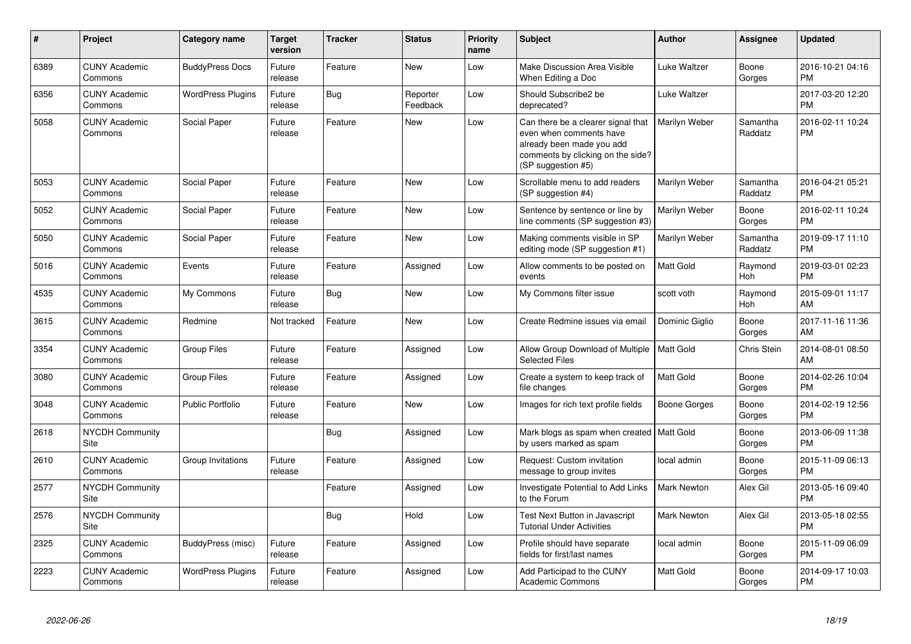| # | Project | Category name | Target version | Tracker | Status | Priority name | Subject | Author | Assignee | Updated |
|---|---|---|---|---|---|---|---|---|---|---|
| 6389 | CUNY Academic Commons | BuddyPress Docs | Future release | Feature | New | Low | Make Discussion Area Visible When Editing a Doc | Luke Waltzer | Boone Gorges | 2016-10-21 04:16 PM |
| 6356 | CUNY Academic Commons | WordPress Plugins | Future release | Bug | Reporter Feedback | Low | Should Subscribe2 be deprecated? | Luke Waltzer | | 2017-03-20 12:20 PM |
| 5058 | CUNY Academic Commons | Social Paper | Future release | Feature | New | Low | Can there be a clearer signal that even when comments have already been made you add comments by clicking on the side? (SP suggestion #5) | Marilyn Weber | Samantha Raddatz | 2016-02-11 10:24 PM |
| 5053 | CUNY Academic Commons | Social Paper | Future release | Feature | New | Low | Scrollable menu to add readers (SP suggestion #4) | Marilyn Weber | Samantha Raddatz | 2016-04-21 05:21 PM |
| 5052 | CUNY Academic Commons | Social Paper | Future release | Feature | New | Low | Sentence by sentence or line by line comments (SP suggestion #3) | Marilyn Weber | Boone Gorges | 2016-02-11 10:24 PM |
| 5050 | CUNY Academic Commons | Social Paper | Future release | Feature | New | Low | Making comments visible in SP editing mode (SP suggestion #1) | Marilyn Weber | Samantha Raddatz | 2019-09-17 11:10 PM |
| 5016 | CUNY Academic Commons | Events | Future release | Feature | Assigned | Low | Allow comments to be posted on events | Matt Gold | Raymond Hoh | 2019-03-01 02:23 PM |
| 4535 | CUNY Academic Commons | My Commons | Future release | Bug | New | Low | My Commons filter issue | scott voth | Raymond Hoh | 2015-09-01 11:17 AM |
| 3615 | CUNY Academic Commons | Redmine | Not tracked | Feature | New | Low | Create Redmine issues via email | Dominic Giglio | Boone Gorges | 2017-11-16 11:36 AM |
| 3354 | CUNY Academic Commons | Group Files | Future release | Feature | Assigned | Low | Allow Group Download of Multiple Selected Files | Matt Gold | Chris Stein | 2014-08-01 08:50 AM |
| 3080 | CUNY Academic Commons | Group Files | Future release | Feature | Assigned | Low | Create a system to keep track of file changes | Matt Gold | Boone Gorges | 2014-02-26 10:04 PM |
| 3048 | CUNY Academic Commons | Public Portfolio | Future release | Feature | New | Low | Images for rich text profile fields | Boone Gorges | Boone Gorges | 2014-02-19 12:56 PM |
| 2618 | NYCDH Community Site | | | Bug | Assigned | Low | Mark blogs as spam when created by users marked as spam | Matt Gold | Boone Gorges | 2013-06-09 11:38 PM |
| 2610 | CUNY Academic Commons | Group Invitations | Future release | Feature | Assigned | Low | Request: Custom invitation message to group invites | local admin | Boone Gorges | 2015-11-09 06:13 PM |
| 2577 | NYCDH Community Site | | | Feature | Assigned | Low | Investigate Potential to Add Links to the Forum | Mark Newton | Alex Gil | 2013-05-16 09:40 PM |
| 2576 | NYCDH Community Site | | | Bug | Hold | Low | Test Next Button in Javascript Tutorial Under Activities | Mark Newton | Alex Gil | 2013-05-18 02:55 PM |
| 2325 | CUNY Academic Commons | BuddyPress (misc) | Future release | Feature | Assigned | Low | Profile should have separate fields for first/last names | local admin | Boone Gorges | 2015-11-09 06:09 PM |
| 2223 | CUNY Academic Commons | WordPress Plugins | Future release | Feature | Assigned | Low | Add Participad to the CUNY Academic Commons | Matt Gold | Boone Gorges | 2014-09-17 10:03 PM |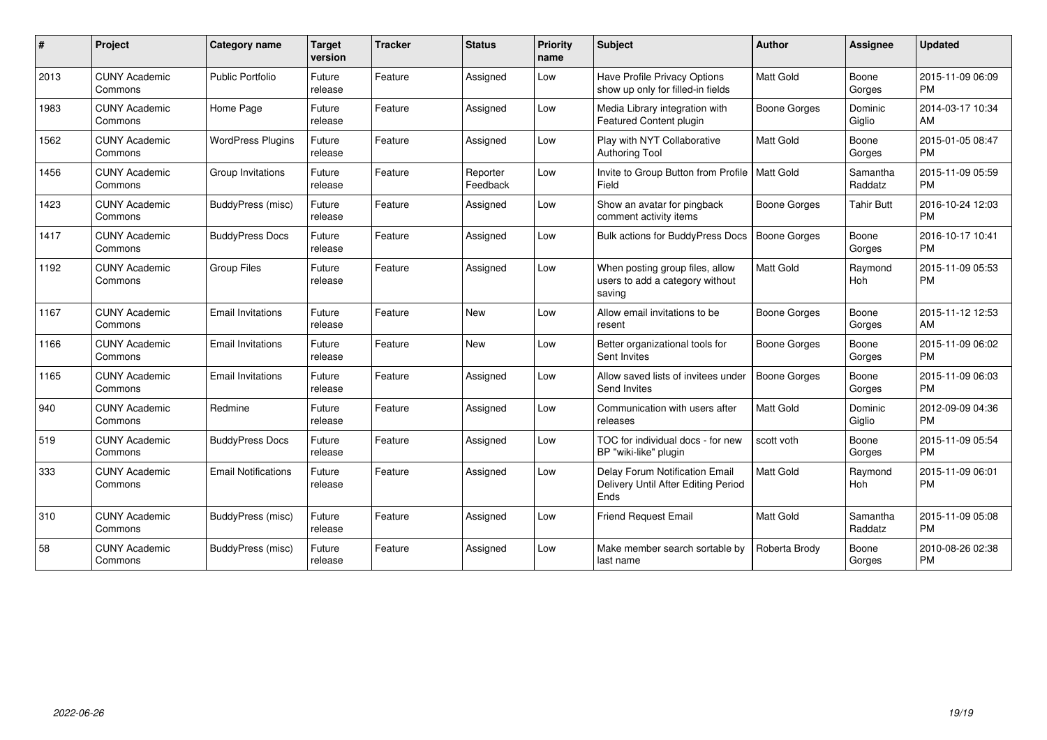| # | Project | Category name | Target version | Tracker | Status | Priority name | Subject | Author | Assignee | Updated |
|---|---|---|---|---|---|---|---|---|---|---|
| 2013 | CUNY Academic Commons | Public Portfolio | Future release | Feature | Assigned | Low | Have Profile Privacy Options show up only for filled-in fields | Matt Gold | Boone Gorges | 2015-11-09 06:09 PM |
| 1983 | CUNY Academic Commons | Home Page | Future release | Feature | Assigned | Low | Media Library integration with Featured Content plugin | Boone Gorges | Dominic Giglio | 2014-03-17 10:34 AM |
| 1562 | CUNY Academic Commons | WordPress Plugins | Future release | Feature | Assigned | Low | Play with NYT Collaborative Authoring Tool | Matt Gold | Boone Gorges | 2015-01-05 08:47 PM |
| 1456 | CUNY Academic Commons | Group Invitations | Future release | Feature | Reporter Feedback | Low | Invite to Group Button from Profile Field | Matt Gold | Samantha Raddatz | 2015-11-09 05:59 PM |
| 1423 | CUNY Academic Commons | BuddyPress (misc) | Future release | Feature | Assigned | Low | Show an avatar for pingback comment activity items | Boone Gorges | Tahir Butt | 2016-10-24 12:03 PM |
| 1417 | CUNY Academic Commons | BuddyPress Docs | Future release | Feature | Assigned | Low | Bulk actions for BuddyPress Docs | Boone Gorges | Boone Gorges | 2016-10-17 10:41 PM |
| 1192 | CUNY Academic Commons | Group Files | Future release | Feature | Assigned | Low | When posting group files, allow users to add a category without saving | Matt Gold | Raymond Hoh | 2015-11-09 05:53 PM |
| 1167 | CUNY Academic Commons | Email Invitations | Future release | Feature | New | Low | Allow email invitations to be resent | Boone Gorges | Boone Gorges | 2015-11-12 12:53 AM |
| 1166 | CUNY Academic Commons | Email Invitations | Future release | Feature | New | Low | Better organizational tools for Sent Invites | Boone Gorges | Boone Gorges | 2015-11-09 06:02 PM |
| 1165 | CUNY Academic Commons | Email Invitations | Future release | Feature | Assigned | Low | Allow saved lists of invitees under Send Invites | Boone Gorges | Boone Gorges | 2015-11-09 06:03 PM |
| 940 | CUNY Academic Commons | Redmine | Future release | Feature | Assigned | Low | Communication with users after releases | Matt Gold | Dominic Giglio | 2012-09-09 04:36 PM |
| 519 | CUNY Academic Commons | BuddyPress Docs | Future release | Feature | Assigned | Low | TOC for individual docs - for new BP "wiki-like" plugin | scott voth | Boone Gorges | 2015-11-09 05:54 PM |
| 333 | CUNY Academic Commons | Email Notifications | Future release | Feature | Assigned | Low | Delay Forum Notification Email Delivery Until After Editing Period Ends | Matt Gold | Raymond Hoh | 2015-11-09 06:01 PM |
| 310 | CUNY Academic Commons | BuddyPress (misc) | Future release | Feature | Assigned | Low | Friend Request Email | Matt Gold | Samantha Raddatz | 2015-11-09 05:08 PM |
| 58 | CUNY Academic Commons | BuddyPress (misc) | Future release | Feature | Assigned | Low | Make member search sortable by last name | Roberta Brody | Boone Gorges | 2010-08-26 02:38 PM |